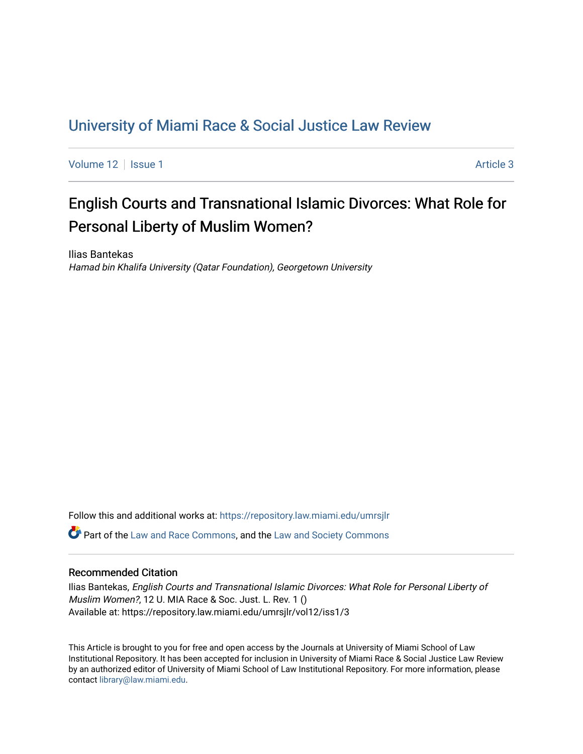# University of Miami Race & Social Justice Law Review

Volume 12 | Issue 1 Article 3

## English Courts and Transnational Islamic Divorces: What Role for Personal Liberty of Muslim Women?

Ilias Bantekas
*Hamad bin Khalifa University (Qatar Foundation), Georgetown University*

Follow this and additional works at: https://repository.law.miami.edu/umrsjlr

Part of the Law and Race Commons, and the Law and Society Commons

### Recommended Citation

Ilias Bantekas, *English Courts and Transnational Islamic Divorces: What Role for Personal Liberty of Muslim Women?*, 12 U. MIA Race & Soc. Just. L. Rev. 1 ()
Available at: https://repository.law.miami.edu/umrsjlr/vol12/iss1/3

This Article is brought to you for free and open access by the Journals at University of Miami School of Law Institutional Repository. It has been accepted for inclusion in University of Miami Race & Social Justice Law Review by an authorized editor of University of Miami School of Law Institutional Repository. For more information, please contact library@law.miami.edu.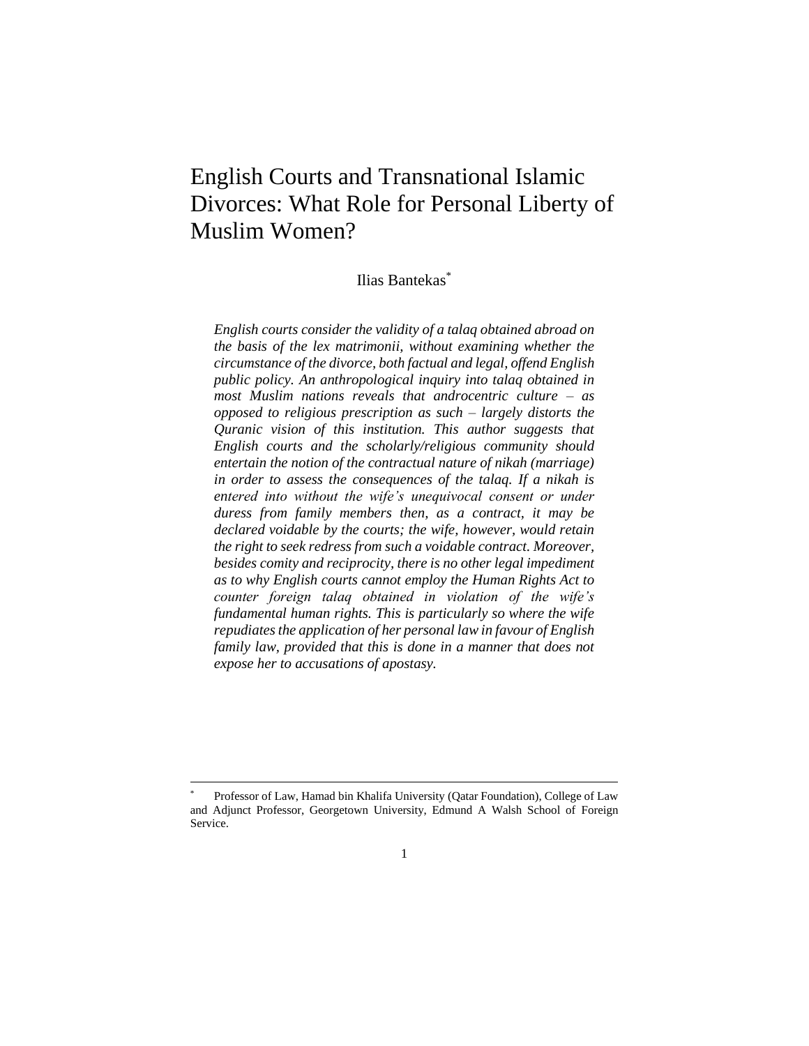# English Courts and Transnational Islamic Divorces: What Role for Personal Liberty of Muslim Women?

Ilias Bantekas*

*English courts consider the validity of a talaq obtained abroad on the basis of the lex matrimonii, without examining whether the circumstance of the divorce, both factual and legal, offend English public policy. An anthropological inquiry into talaq obtained in most Muslim nations reveals that androcentric culture – as opposed to religious prescription as such – largely distorts the Quranic vision of this institution. This author suggests that English courts and the scholarly/religious community should entertain the notion of the contractual nature of nikah (marriage) in order to assess the consequences of the talaq. If a nikah is entered into without the wife's unequivocal consent or under duress from family members then, as a contract, it may be declared voidable by the courts; the wife, however, would retain the right to seek redress from such a voidable contract. Moreover, besides comity and reciprocity, there is no other legal impediment as to why English courts cannot employ the Human Rights Act to counter foreign talaq obtained in violation of the wife's fundamental human rights. This is particularly so where the wife repudiates the application of her personal law in favour of English family law, provided that this is done in a manner that does not expose her to accusations of apostasy.*

---

\* Professor of Law, Hamad bin Khalifa University (Qatar Foundation), College of Law and Adjunct Professor, Georgetown University, Edmund A Walsh School of Foreign Service.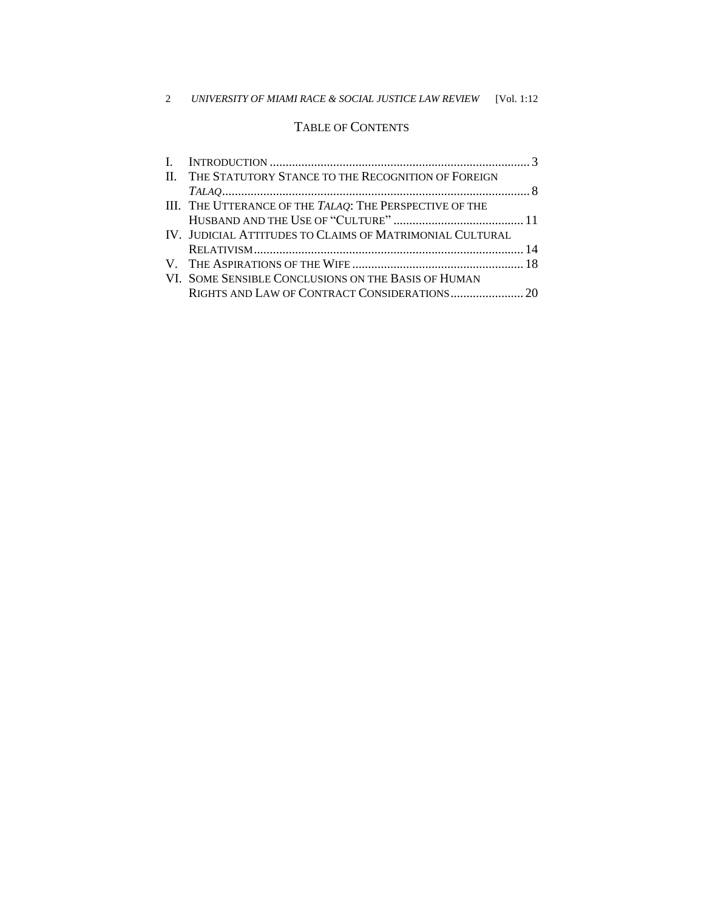# TABLE OF CONTENTS

I. INTRODUCTION .......................................................................................... 3

II. THE STATUTORY STANCE TO THE RECOGNITION OF FOREIGN *TALAQ* .......................................................................................... 8

III. THE UTTERANCE OF THE *TALAQ*: THE PERSPECTIVE OF THE HUSBAND AND THE USE OF "CULTURE" .......................................... 11

IV. JUDICIAL ATTITUDES TO CLAIMS OF MATRIMONIAL CULTURAL RELATIVISM .......................................................................................... 14

V. THE ASPIRATIONS OF THE WIFE ........................................................ 18

VI. SOME SENSIBLE CONCLUSIONS ON THE BASIS OF HUMAN RIGHTS AND LAW OF CONTRACT CONSIDERATIONS ........................ 20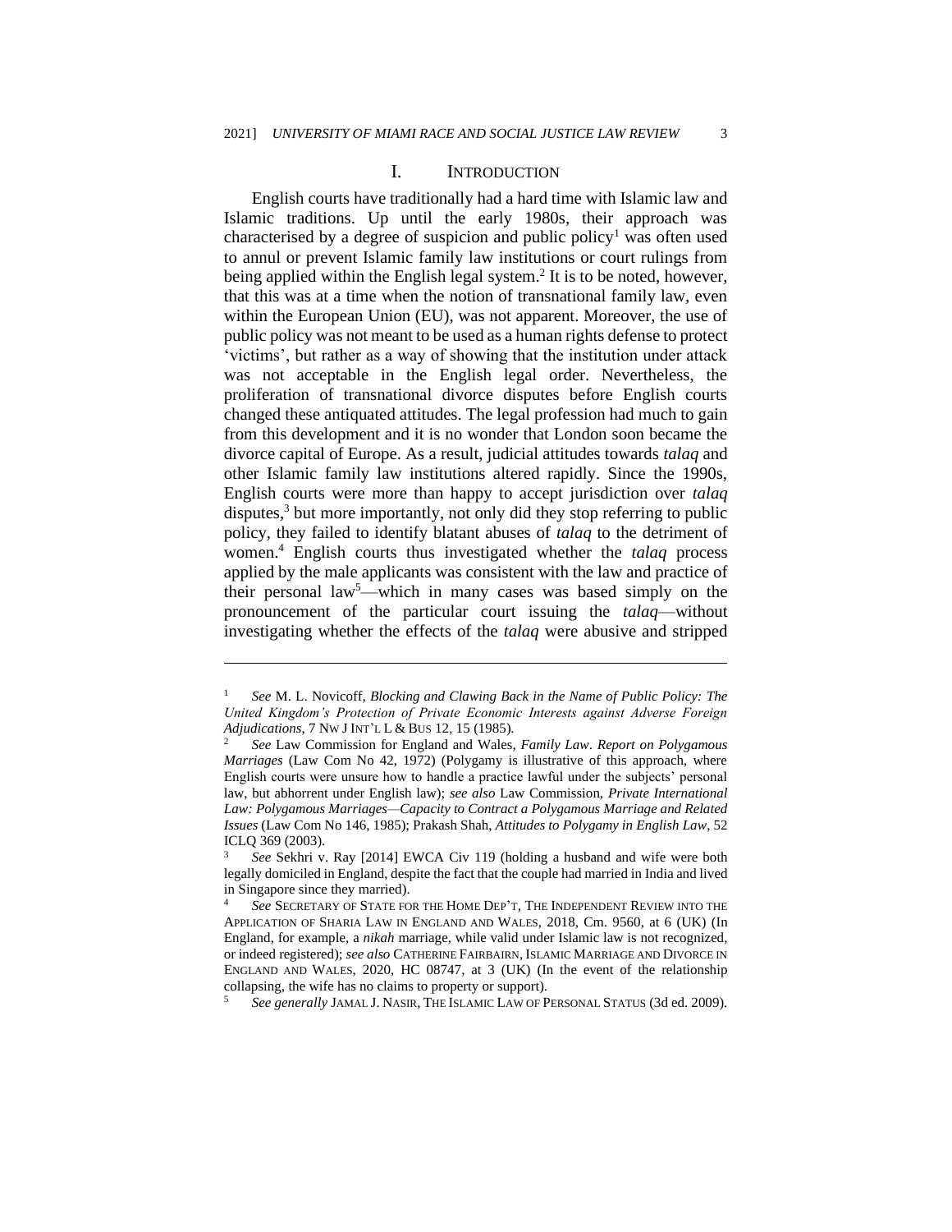# I. INTRODUCTION

English courts have traditionally had a hard time with Islamic law and Islamic traditions. Up until the early 1980s, their approach was characterised by a degree of suspicion and public policy[1] was often used to annul or prevent Islamic family law institutions or court rulings from being applied within the English legal system.[2] It is to be noted, however, that this was at a time when the notion of transnational family law, even within the European Union (EU), was not apparent. Moreover, the use of public policy was not meant to be used as a human rights defense to protect 'victims', but rather as a way of showing that the institution under attack was not acceptable in the English legal order. Nevertheless, the proliferation of transnational divorce disputes before English courts changed these antiquated attitudes. The legal profession had much to gain from this development and it is no wonder that London soon became the divorce capital of Europe. As a result, judicial attitudes towards *talaq* and other Islamic family law institutions altered rapidly. Since the 1990s, English courts were more than happy to accept jurisdiction over *talaq* disputes,[3] but more importantly, not only did they stop referring to public policy, they failed to identify blatant abuses of *talaq* to the detriment of women.[4] English courts thus investigated whether the *talaq* process applied by the male applicants was consistent with the law and practice of their personal law[5]—which in many cases was based simply on the pronouncement of the particular court issuing the *talaq*—without investigating whether the effects of the *talaq* were abusive and stripped

---

1 *See* M. L. Novicoff, *Blocking and Clawing Back in the Name of Public Policy: The United Kingdom's Protection of Private Economic Interests against Adverse Foreign Adjudications*, 7 NW J INT'L L & BUS 12, 15 (1985).

2 *See* Law Commission for England and Wales, *Family Law. Report on Polygamous Marriages* (Law Com No 42, 1972) (Polygamy is illustrative of this approach, where English courts were unsure how to handle a practice lawful under the subjects' personal law, but abhorrent under English law); *see also* Law Commission, *Private International Law: Polygamous Marriages—Capacity to Contract a Polygamous Marriage and Related Issues* (Law Com No 146, 1985); Prakash Shah, *Attitudes to Polygamy in English Law*, 52 ICLQ 369 (2003).

3 *See* Sekhri v. Ray [2014] EWCA Civ 119 (holding a husband and wife were both legally domiciled in England, despite the fact that the couple had married in India and lived in Singapore since they married).

4 *See* SECRETARY OF STATE FOR THE HOME DEP'T, THE INDEPENDENT REVIEW INTO THE APPLICATION OF SHARIA LAW IN ENGLAND AND WALES, 2018, Cm. 9560, at 6 (UK) (In England, for example, a *nikah* marriage, while valid under Islamic law is not recognized, or indeed registered); *see also* CATHERINE FAIRBAIRN, ISLAMIC MARRIAGE AND DIVORCE IN ENGLAND AND WALES, 2020, HC 08747, at 3 (UK) (In the event of the relationship collapsing, the wife has no claims to property or support).

5 *See generally* JAMAL J. NASIR, THE ISLAMIC LAW OF PERSONAL STATUS (3d ed. 2009).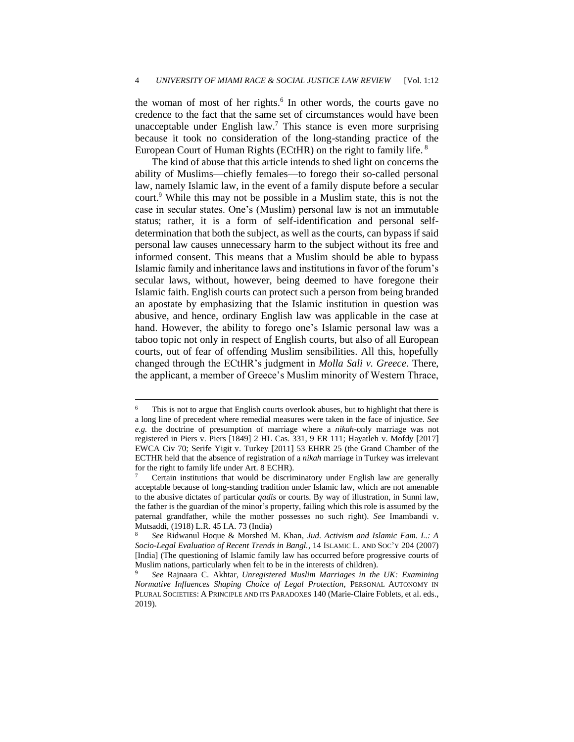the woman of most of her rights.[6] In other words, the courts gave no credence to the fact that the same set of circumstances would have been unacceptable under English law.[7] This stance is even more surprising because it took no consideration of the long-standing practice of the European Court of Human Rights (ECtHR) on the right to family life.[8]

The kind of abuse that this article intends to shed light on concerns the ability of Muslims—chiefly females—to forego their so-called personal law, namely Islamic law, in the event of a family dispute before a secular court.[9] While this may not be possible in a Muslim state, this is not the case in secular states. One's (Muslim) personal law is not an immutable status; rather, it is a form of self-identification and personal self-determination that both the subject, as well as the courts, can bypass if said personal law causes unnecessary harm to the subject without its free and informed consent. This means that a Muslim should be able to bypass Islamic family and inheritance laws and institutions in favor of the forum's secular laws, without, however, being deemed to have foregone their Islamic faith. English courts can protect such a person from being branded an apostate by emphasizing that the Islamic institution in question was abusive, and hence, ordinary English law was applicable in the case at hand. However, the ability to forego one's Islamic personal law was a taboo topic not only in respect of English courts, but also of all European courts, out of fear of offending Muslim sensibilities. All this, hopefully changed through the ECtHR's judgment in *Molla Sali v. Greece*. There, the applicant, a member of Greece's Muslim minority of Western Thrace,

---

[6] This is not to argue that English courts overlook abuses, but to highlight that there is a long line of precedent where remedial measures were taken in the face of injustice. *See e.g.* the doctrine of presumption of marriage where a *nikah*-only marriage was not registered in Piers v. Piers [1849] 2 HL Cas. 331, 9 ER 111; Hayatleh v. Mofdy [2017] EWCA Civ 70; Serife Yigit v. Turkey [2011] 53 EHRR 25 (the Grand Chamber of the ECTHR held that the absence of registration of a *nikah* marriage in Turkey was irrelevant for the right to family life under Art. 8 ECHR).

[7] Certain institutions that would be discriminatory under English law are generally acceptable because of long-standing tradition under Islamic law, which are not amenable to the abusive dictates of particular *qadis* or courts. By way of illustration, in Sunni law, the father is the guardian of the minor's property, failing which this role is assumed by the paternal grandfather, while the mother possesses no such right). *See* Imambandi v. Mutsaddi, (1918) L.R. 45 I.A. 73 (India)

[8] *See* Ridwanul Hoque & Morshed M. Khan, *Jud. Activism and Islamic Fam. L.: A Socio-Legal Evaluation of Recent Trends in Bangl.*, 14 ISLAMIC L. AND SOC'Y 204 (2007) [India] (The questioning of Islamic family law has occurred before progressive courts of Muslim nations, particularly when felt to be in the interests of children).

[9] *See* Rajnaara C. Akhtar, *Unregistered Muslim Marriages in the UK: Examining Normative Influences Shaping Choice of Legal Protection*, PERSONAL AUTONOMY IN PLURAL SOCIETIES: A PRINCIPLE AND ITS PARADOXES 140 (Marie-Claire Foblets, et al. eds., 2019).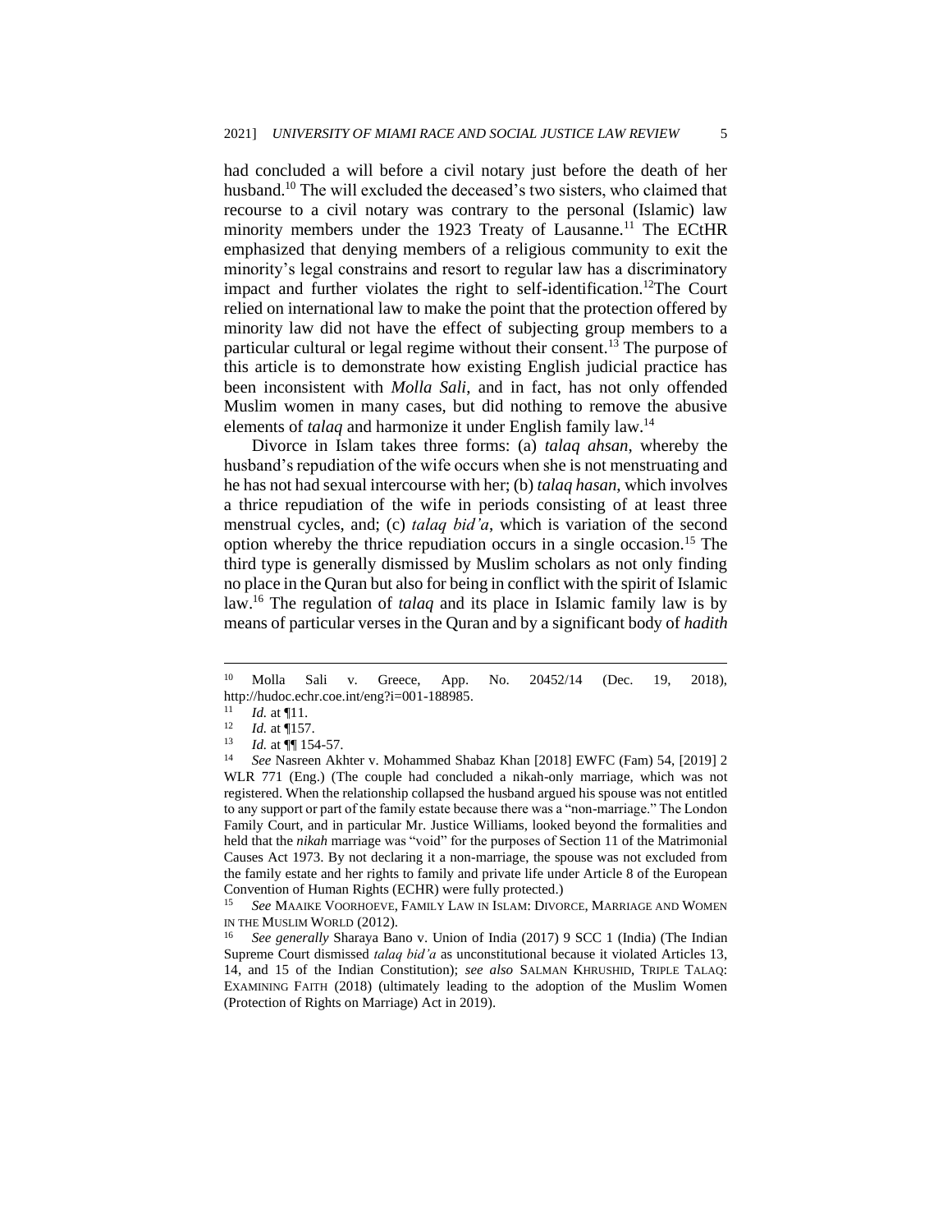had concluded a will before a civil notary just before the death of her husband.[10] The will excluded the deceased's two sisters, who claimed that recourse to a civil notary was contrary to the personal (Islamic) law minority members under the 1923 Treaty of Lausanne.[11] The ECtHR emphasized that denying members of a religious community to exit the minority's legal constrains and resort to regular law has a discriminatory impact and further violates the right to self-identification.[12]The Court relied on international law to make the point that the protection offered by minority law did not have the effect of subjecting group members to a particular cultural or legal regime without their consent.[13] The purpose of this article is to demonstrate how existing English judicial practice has been inconsistent with *Molla Sali*, and in fact, has not only offended Muslim women in many cases, but did nothing to remove the abusive elements of *talaq* and harmonize it under English family law.[14]

Divorce in Islam takes three forms: (a) *talaq ahsan*, whereby the husband's repudiation of the wife occurs when she is not menstruating and he has not had sexual intercourse with her; (b) *talaq hasan*, which involves a thrice repudiation of the wife in periods consisting of at least three menstrual cycles, and; (c) *talaq bid'a*, which is variation of the second option whereby the thrice repudiation occurs in a single occasion.[15] The third type is generally dismissed by Muslim scholars as not only finding no place in the Quran but also for being in conflict with the spirit of Islamic law.[16] The regulation of *talaq* and its place in Islamic family law is by means of particular verses in the Quran and by a significant body of *hadith*

---

[10] Molla Sali v. Greece, App. No. 20452/14 (Dec. 19, 2018), http://hudoc.echr.coe.int/eng?i=001-188985.

[11] *Id.* at ¶11.

[12] *Id.* at ¶157.

[13] *Id.* at ¶¶ 154-57.

[14] *See* Nasreen Akhter v. Mohammed Shabaz Khan [2018] EWFC (Fam) 54, [2019] 2 WLR 771 (Eng.) (The couple had concluded a nikah-only marriage, which was not registered. When the relationship collapsed the husband argued his spouse was not entitled to any support or part of the family estate because there was a "non-marriage." The London Family Court, and in particular Mr. Justice Williams, looked beyond the formalities and held that the *nikah* marriage was "void" for the purposes of Section 11 of the Matrimonial Causes Act 1973. By not declaring it a non-marriage, the spouse was not excluded from the family estate and her rights to family and private life under Article 8 of the European Convention of Human Rights (ECHR) were fully protected.)

[15] *See* MAAIKE VOORHOEVE, FAMILY LAW IN ISLAM: DIVORCE, MARRIAGE AND WOMEN IN THE MUSLIM WORLD (2012).

[16] *See generally* Sharaya Bano v. Union of India (2017) 9 SCC 1 (India) (The Indian Supreme Court dismissed *talaq bid'a* as unconstitutional because it violated Articles 13, 14, and 15 of the Indian Constitution); *see also* SALMAN KHRUSHID, TRIPLE TALAQ: EXAMINING FAITH (2018) (ultimately leading to the adoption of the Muslim Women (Protection of Rights on Marriage) Act in 2019).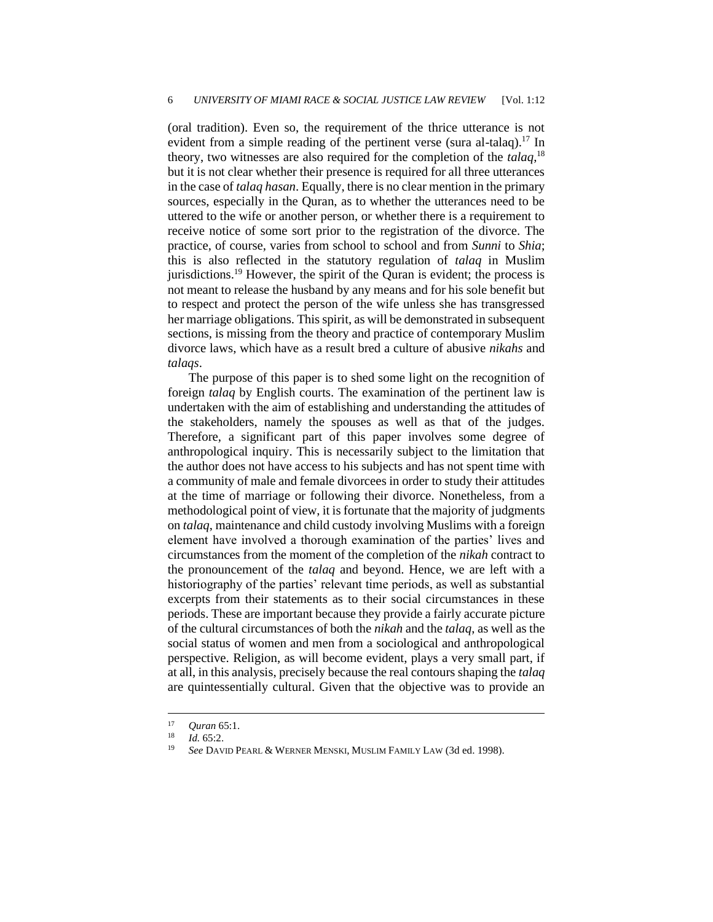(oral tradition). Even so, the requirement of the thrice utterance is not evident from a simple reading of the pertinent verse (sura al-talaq).[17] In theory, two witnesses are also required for the completion of the *talaq*,[18] but it is not clear whether their presence is required for all three utterances in the case of *talaq hasan*. Equally, there is no clear mention in the primary sources, especially in the Quran, as to whether the utterances need to be uttered to the wife or another person, or whether there is a requirement to receive notice of some sort prior to the registration of the divorce. The practice, of course, varies from school to school and from *Sunni* to *Shia*; this is also reflected in the statutory regulation of *talaq* in Muslim jurisdictions.[19] However, the spirit of the Quran is evident; the process is not meant to release the husband by any means and for his sole benefit but to respect and protect the person of the wife unless she has transgressed her marriage obligations. This spirit, as will be demonstrated in subsequent sections, is missing from the theory and practice of contemporary Muslim divorce laws, which have as a result bred a culture of abusive *nikahs* and *talaqs*.

The purpose of this paper is to shed some light on the recognition of foreign *talaq* by English courts. The examination of the pertinent law is undertaken with the aim of establishing and understanding the attitudes of the stakeholders, namely the spouses as well as that of the judges. Therefore, a significant part of this paper involves some degree of anthropological inquiry. This is necessarily subject to the limitation that the author does not have access to his subjects and has not spent time with a community of male and female divorcees in order to study their attitudes at the time of marriage or following their divorce. Nonetheless, from a methodological point of view, it is fortunate that the majority of judgments on *talaq*, maintenance and child custody involving Muslims with a foreign element have involved a thorough examination of the parties' lives and circumstances from the moment of the completion of the *nikah* contract to the pronouncement of the *talaq* and beyond. Hence, we are left with a historiography of the parties' relevant time periods, as well as substantial excerpts from their statements as to their social circumstances in these periods. These are important because they provide a fairly accurate picture of the cultural circumstances of both the *nikah* and the *talaq*, as well as the social status of women and men from a sociological and anthropological perspective. Religion, as will become evident, plays a very small part, if at all, in this analysis, precisely because the real contours shaping the *talaq* are quintessentially cultural. Given that the objective was to provide an

---

[17] *Quran* 65:1.

[18] *Id.* 65:2.

[19] *See* DAVID PEARL & WERNER MENSKI, MUSLIM FAMILY LAW (3d ed. 1998).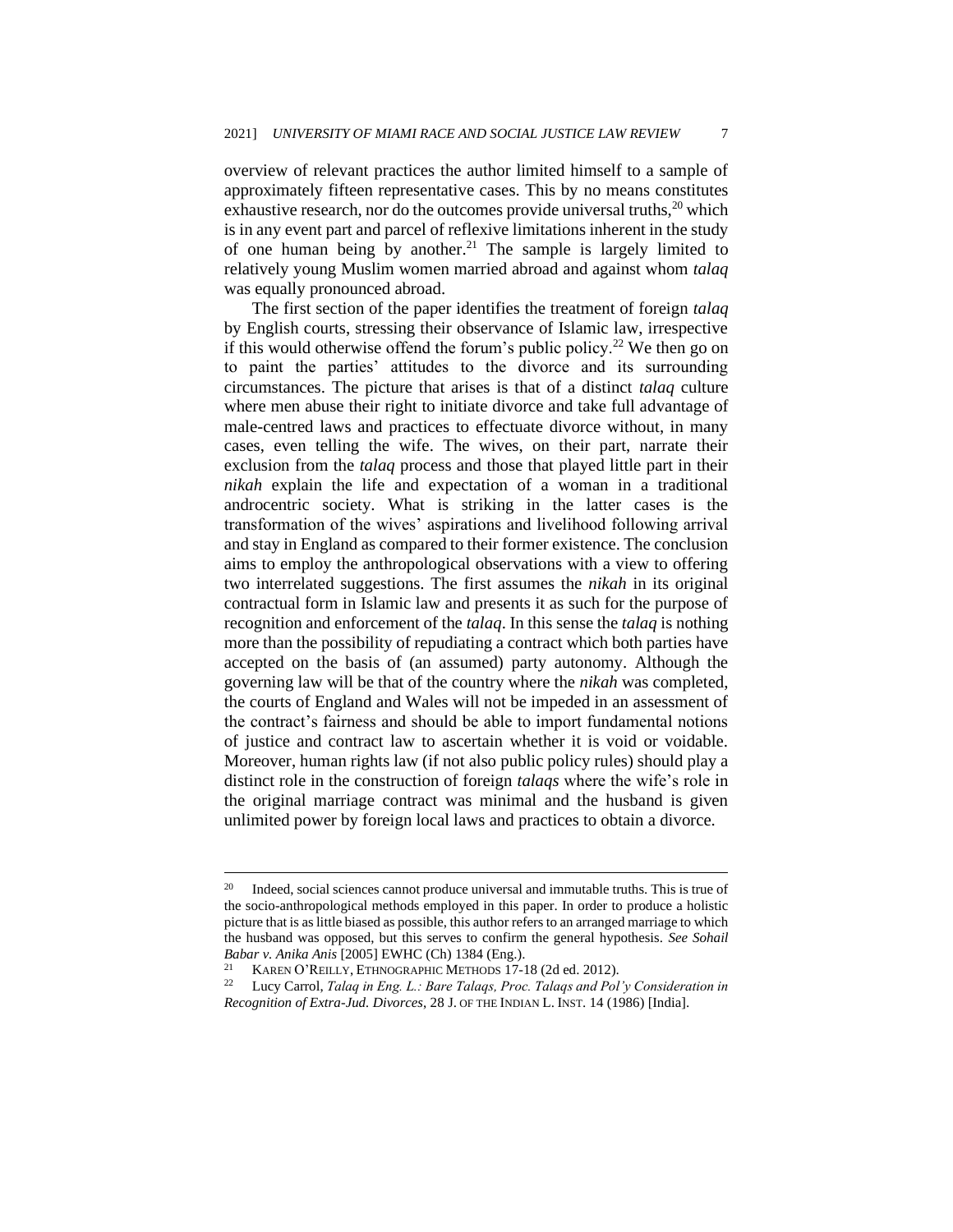overview of relevant practices the author limited himself to a sample of approximately fifteen representative cases. This by no means constitutes exhaustive research, nor do the outcomes provide universal truths,[20] which is in any event part and parcel of reflexive limitations inherent in the study of one human being by another.[21] The sample is largely limited to relatively young Muslim women married abroad and against whom *talaq* was equally pronounced abroad.

The first section of the paper identifies the treatment of foreign *talaq* by English courts, stressing their observance of Islamic law, irrespective if this would otherwise offend the forum's public policy.[22] We then go on to paint the parties' attitudes to the divorce and its surrounding circumstances. The picture that arises is that of a distinct *talaq* culture where men abuse their right to initiate divorce and take full advantage of male-centred laws and practices to effectuate divorce without, in many cases, even telling the wife. The wives, on their part, narrate their exclusion from the *talaq* process and those that played little part in their *nikah* explain the life and expectation of a woman in a traditional androcentric society. What is striking in the latter cases is the transformation of the wives' aspirations and livelihood following arrival and stay in England as compared to their former existence. The conclusion aims to employ the anthropological observations with a view to offering two interrelated suggestions. The first assumes the *nikah* in its original contractual form in Islamic law and presents it as such for the purpose of recognition and enforcement of the *talaq*. In this sense the *talaq* is nothing more than the possibility of repudiating a contract which both parties have accepted on the basis of (an assumed) party autonomy. Although the governing law will be that of the country where the *nikah* was completed, the courts of England and Wales will not be impeded in an assessment of the contract's fairness and should be able to import fundamental notions of justice and contract law to ascertain whether it is void or voidable. Moreover, human rights law (if not also public policy rules) should play a distinct role in the construction of foreign *talaqs* where the wife's role in the original marriage contract was minimal and the husband is given unlimited power by foreign local laws and practices to obtain a divorce.

---

[20] Indeed, social sciences cannot produce universal and immutable truths. This is true of the socio-anthropological methods employed in this paper. In order to produce a holistic picture that is as little biased as possible, this author refers to an arranged marriage to which the husband was opposed, but this serves to confirm the general hypothesis. *See Sohail Babar v. Anika Anis* [2005] EWHC (Ch) 1384 (Eng.).

[21] KAREN O'REILLY, ETHNOGRAPHIC METHODS 17-18 (2d ed. 2012).

[22] Lucy Carrol, *Talaq in Eng. L.: Bare Talaqs, Proc. Talaqs and Pol'y Consideration in Recognition of Extra-Jud. Divorces*, 28 J. OF THE INDIAN L. INST. 14 (1986) [India].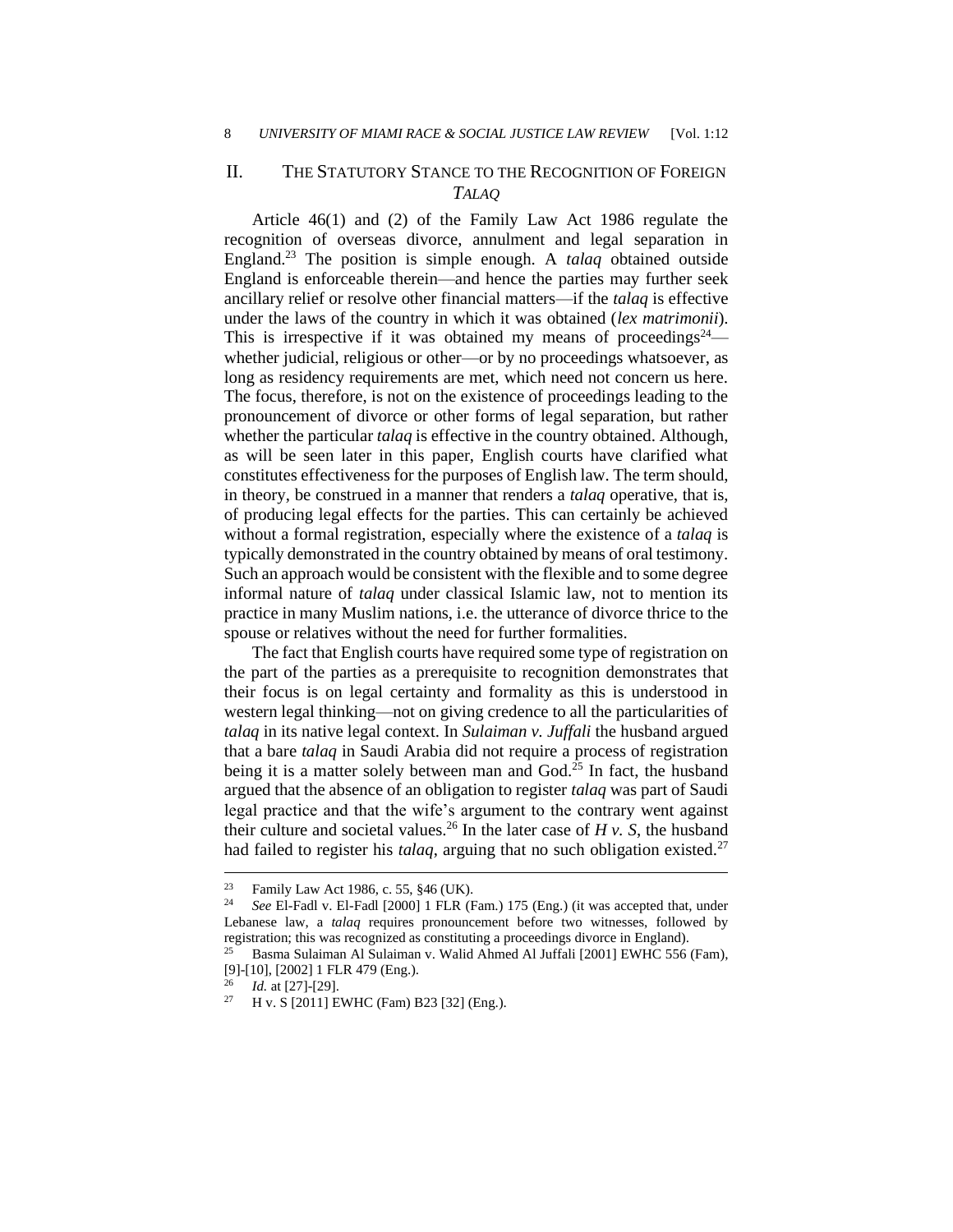## II. THE STATUTORY STANCE TO THE RECOGNITION OF FOREIGN *TALAQ*

Article 46(1) and (2) of the Family Law Act 1986 regulate the recognition of overseas divorce, annulment and legal separation in England.[23] The position is simple enough. A *talaq* obtained outside England is enforceable therein—and hence the parties may further seek ancillary relief or resolve other financial matters—if the *talaq* is effective under the laws of the country in which it was obtained (*lex matrimonii*). This is irrespective if it was obtained my means of proceedings[24]—whether judicial, religious or other—or by no proceedings whatsoever, as long as residency requirements are met, which need not concern us here. The focus, therefore, is not on the existence of proceedings leading to the pronouncement of divorce or other forms of legal separation, but rather whether the particular *talaq* is effective in the country obtained. Although, as will be seen later in this paper, English courts have clarified what constitutes effectiveness for the purposes of English law. The term should, in theory, be construed in a manner that renders a *talaq* operative, that is, of producing legal effects for the parties. This can certainly be achieved without a formal registration, especially where the existence of a *talaq* is typically demonstrated in the country obtained by means of oral testimony. Such an approach would be consistent with the flexible and to some degree informal nature of *talaq* under classical Islamic law, not to mention its practice in many Muslim nations, i.e. the utterance of divorce thrice to the spouse or relatives without the need for further formalities.

The fact that English courts have required some type of registration on the part of the parties as a prerequisite to recognition demonstrates that their focus is on legal certainty and formality as this is understood in western legal thinking—not on giving credence to all the particularities of *talaq* in its native legal context. In *Sulaiman v. Juffali* the husband argued that a bare *talaq* in Saudi Arabia did not require a process of registration being it is a matter solely between man and God.[25] In fact, the husband argued that the absence of an obligation to register *talaq* was part of Saudi legal practice and that the wife's argument to the contrary went against their culture and societal values.[26] In the later case of *H v. S*, the husband had failed to register his *talaq*, arguing that no such obligation existed.[27]

---

[23] Family Law Act 1986, c. 55, §46 (UK).

[24] *See* El-Fadl v. El-Fadl [2000] 1 FLR (Fam.) 175 (Eng.) (it was accepted that, under Lebanese law, a *talaq* requires pronouncement before two witnesses, followed by registration; this was recognized as constituting a proceedings divorce in England).

[25] Basma Sulaiman Al Sulaiman v. Walid Ahmed Al Juffali [2001] EWHC 556 (Fam), [9]-[10], [2002] 1 FLR 479 (Eng.).

[26] *Id.* at [27]-[29].

[27] H v. S [2011] EWHC (Fam) B23 [32] (Eng.).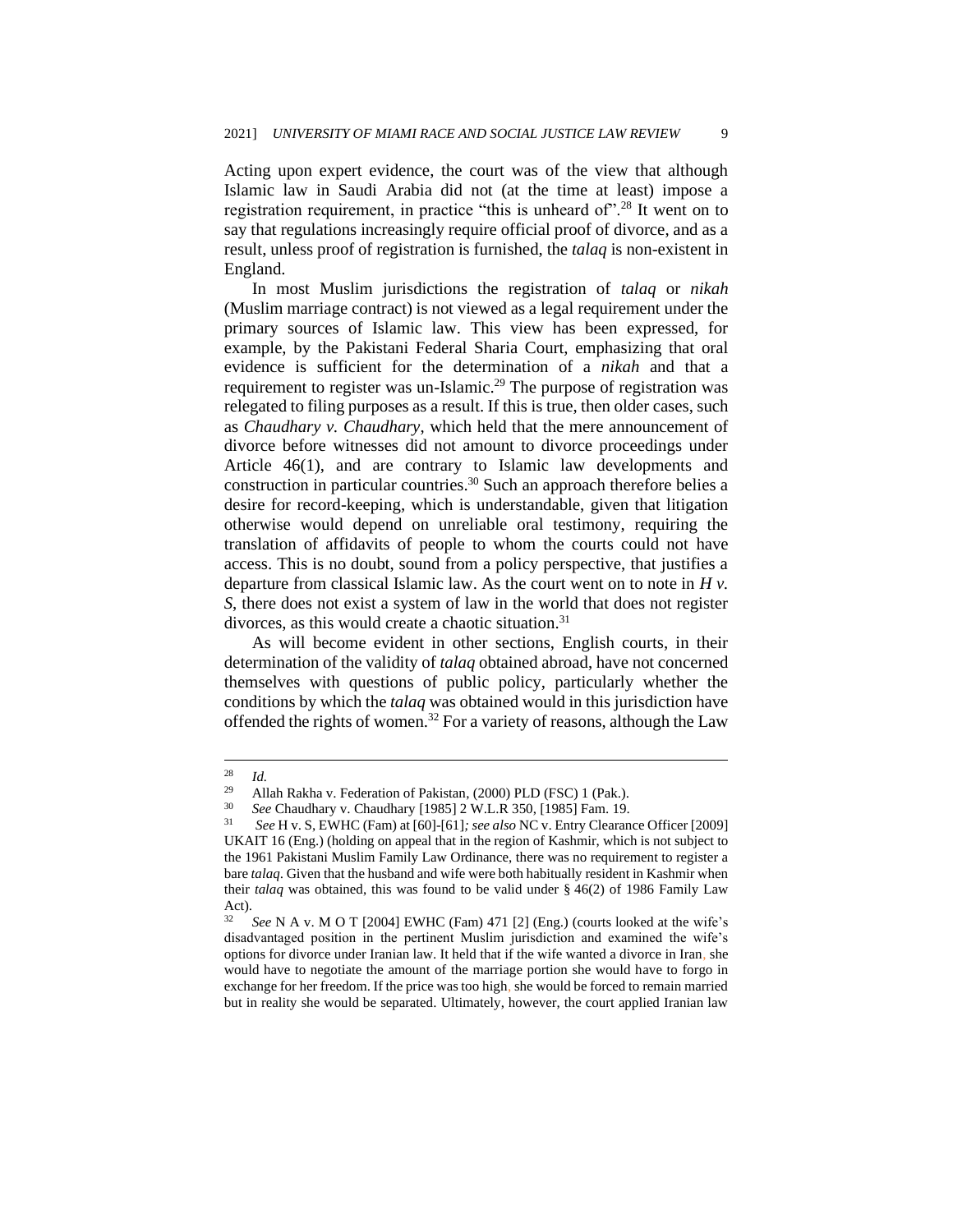Acting upon expert evidence, the court was of the view that although Islamic law in Saudi Arabia did not (at the time at least) impose a registration requirement, in practice "this is unheard of".[28] It went on to say that regulations increasingly require official proof of divorce, and as a result, unless proof of registration is furnished, the *talaq* is non-existent in England.

In most Muslim jurisdictions the registration of *talaq* or *nikah* (Muslim marriage contract) is not viewed as a legal requirement under the primary sources of Islamic law. This view has been expressed, for example, by the Pakistani Federal Sharia Court, emphasizing that oral evidence is sufficient for the determination of a *nikah* and that a requirement to register was un-Islamic.[29] The purpose of registration was relegated to filing purposes as a result. If this is true, then older cases, such as *Chaudhary v. Chaudhary*, which held that the mere announcement of divorce before witnesses did not amount to divorce proceedings under Article 46(1), and are contrary to Islamic law developments and construction in particular countries.[30] Such an approach therefore belies a desire for record-keeping, which is understandable, given that litigation otherwise would depend on unreliable oral testimony, requiring the translation of affidavits of people to whom the courts could not have access. This is no doubt, sound from a policy perspective, that justifies a departure from classical Islamic law. As the court went on to note in *H v. S*, there does not exist a system of law in the world that does not register divorces, as this would create a chaotic situation.[31]

As will become evident in other sections, English courts, in their determination of the validity of *talaq* obtained abroad, have not concerned themselves with questions of public policy, particularly whether the conditions by which the *talaq* was obtained would in this jurisdiction have offended the rights of women.[32] For a variety of reasons, although the Law

---

[28] *Id.*

[29] Allah Rakha v. Federation of Pakistan, (2000) PLD (FSC) 1 (Pak.).

[30] *See* Chaudhary v. Chaudhary [1985] 2 W.L.R 350, [1985] Fam. 19.

[31] *See* H v. S, EWHC (Fam) at [60]-[61]*; see also* NC v. Entry Clearance Officer [2009] UKAIT 16 (Eng.) (holding on appeal that in the region of Kashmir, which is not subject to the 1961 Pakistani Muslim Family Law Ordinance, there was no requirement to register a bare *talaq*. Given that the husband and wife were both habitually resident in Kashmir when their *talaq* was obtained, this was found to be valid under § 46(2) of 1986 Family Law Act).

[32] *See* N A v. M O T [2004] EWHC (Fam) 471 [2] (Eng.) (courts looked at the wife's disadvantaged position in the pertinent Muslim jurisdiction and examined the wife's options for divorce under Iranian law. It held that if the wife wanted a divorce in Iran, she would have to negotiate the amount of the marriage portion she would have to forgo in exchange for her freedom. If the price was too high, she would be forced to remain married but in reality she would be separated. Ultimately, however, the court applied Iranian law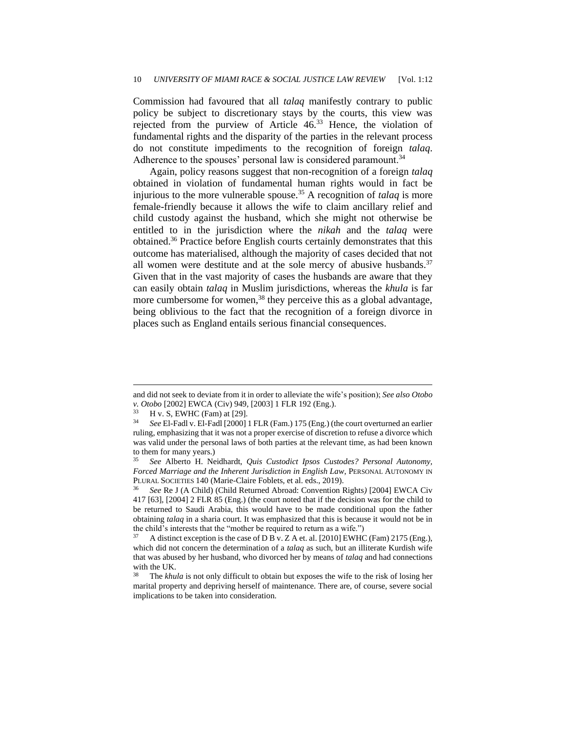Commission had favoured that all *talaq* manifestly contrary to public policy be subject to discretionary stays by the courts, this view was rejected from the purview of Article 46.[33] Hence, the violation of fundamental rights and the disparity of the parties in the relevant process do not constitute impediments to the recognition of foreign *talaq*. Adherence to the spouses' personal law is considered paramount.[34]

Again, policy reasons suggest that non-recognition of a foreign *talaq* obtained in violation of fundamental human rights would in fact be injurious to the more vulnerable spouse.[35] A recognition of *talaq* is more female-friendly because it allows the wife to claim ancillary relief and child custody against the husband, which she might not otherwise be entitled to in the jurisdiction where the *nikah* and the *talaq* were obtained.[36] Practice before English courts certainly demonstrates that this outcome has materialised, although the majority of cases decided that not all women were destitute and at the sole mercy of abusive husbands.[37] Given that in the vast majority of cases the husbands are aware that they can easily obtain *talaq* in Muslim jurisdictions, whereas the *khula* is far more cumbersome for women,[38] they perceive this as a global advantage, being oblivious to the fact that the recognition of a foreign divorce in places such as England entails serious financial consequences.

---

and did not seek to deviate from it in order to alleviate the wife's position); *See also Otobo v. Otobo* [2002] EWCA (Civ) 949, [2003] 1 FLR 192 (Eng.).

[33] H v. S, EWHC (Fam) at [29].

[34] *See* El-Fadl v. El-Fadl [2000] 1 FLR (Fam.) 175 (Eng.) (the court overturned an earlier ruling, emphasizing that it was not a proper exercise of discretion to refuse a divorce which was valid under the personal laws of both parties at the relevant time, as had been known to them for many years.)

[35] *See* Alberto H. Neidhardt, *Quis Custodict Ipsos Custodes? Personal Autonomy, Forced Marriage and the Inherent Jurisdiction in English Law*, PERSONAL AUTONOMY IN PLURAL SOCIETIES 140 (Marie-Claire Foblets, et al. eds., 2019).

[36] *See* Re J (A Child) (Child Returned Abroad: Convention Rights*)* [2004] EWCA Civ 417 [63], [2004] 2 FLR 85 (Eng.) (the court noted that if the decision was for the child to be returned to Saudi Arabia, this would have to be made conditional upon the father obtaining *talaq* in a sharia court. It was emphasized that this is because it would not be in the child's interests that the "mother be required to return as a wife.")

[37] A distinct exception is the case of D B v. Z A et. al. [2010] EWHC (Fam) 2175 (Eng.), which did not concern the determination of a *talaq* as such, but an illiterate Kurdish wife that was abused by her husband, who divorced her by means of *talaq* and had connections with the UK.

[38] The *khula* is not only difficult to obtain but exposes the wife to the risk of losing her marital property and depriving herself of maintenance. There are, of course, severe social implications to be taken into consideration.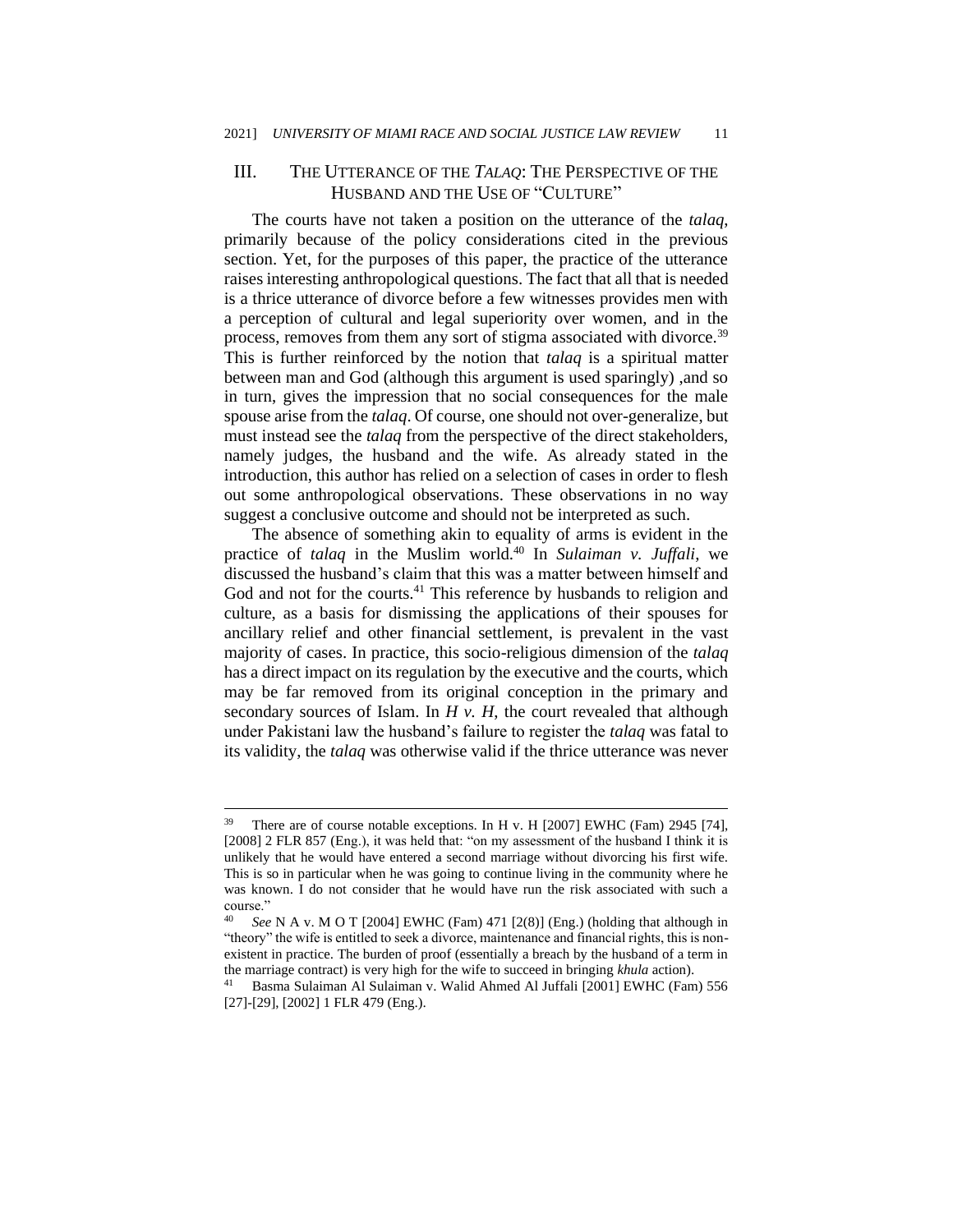## III. THE UTTERANCE OF THE *TALAQ*: THE PERSPECTIVE OF THE HUSBAND AND THE USE OF "CULTURE"

The courts have not taken a position on the utterance of the *talaq*, primarily because of the policy considerations cited in the previous section. Yet, for the purposes of this paper, the practice of the utterance raises interesting anthropological questions. The fact that all that is needed is a thrice utterance of divorce before a few witnesses provides men with a perception of cultural and legal superiority over women, and in the process, removes from them any sort of stigma associated with divorce.[39] This is further reinforced by the notion that *talaq* is a spiritual matter between man and God (although this argument is used sparingly) ,and so in turn, gives the impression that no social consequences for the male spouse arise from the *talaq*. Of course, one should not over-generalize, but must instead see the *talaq* from the perspective of the direct stakeholders, namely judges, the husband and the wife. As already stated in the introduction, this author has relied on a selection of cases in order to flesh out some anthropological observations. These observations in no way suggest a conclusive outcome and should not be interpreted as such.

The absence of something akin to equality of arms is evident in the practice of *talaq* in the Muslim world.[40] In *Sulaiman v. Juffali*, we discussed the husband's claim that this was a matter between himself and God and not for the courts.[41] This reference by husbands to religion and culture, as a basis for dismissing the applications of their spouses for ancillary relief and other financial settlement, is prevalent in the vast majority of cases. In practice, this socio-religious dimension of the *talaq* has a direct impact on its regulation by the executive and the courts, which may be far removed from its original conception in the primary and secondary sources of Islam. In *H v. H*, the court revealed that although under Pakistani law the husband's failure to register the *talaq* was fatal to its validity, the *talaq* was otherwise valid if the thrice utterance was never

---

[39] There are of course notable exceptions. In H v. H [2007] EWHC (Fam) 2945 [74], [2008] 2 FLR 857 (Eng.), it was held that: "on my assessment of the husband I think it is unlikely that he would have entered a second marriage without divorcing his first wife. This is so in particular when he was going to continue living in the community where he was known. I do not consider that he would have run the risk associated with such a course."

[40] *See* N A v. M O T [2004] EWHC (Fam) 471 [2(8)] (Eng.) (holding that although in "theory" the wife is entitled to seek a divorce, maintenance and financial rights, this is non-existent in practice. The burden of proof (essentially a breach by the husband of a term in the marriage contract) is very high for the wife to succeed in bringing *khula* action).

[41] Basma Sulaiman Al Sulaiman v. Walid Ahmed Al Juffali [2001] EWHC (Fam) 556 [27]-[29], [2002] 1 FLR 479 (Eng.).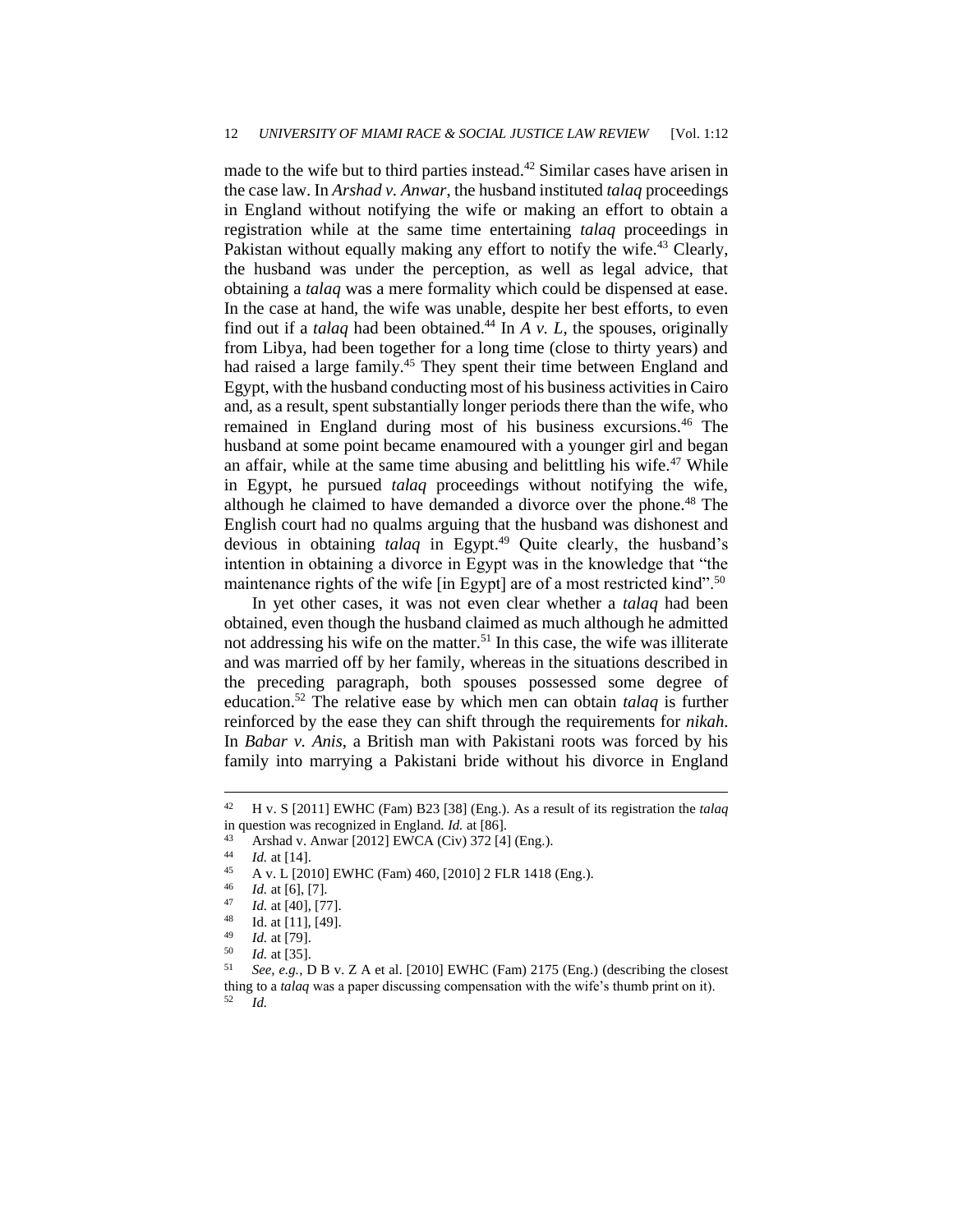made to the wife but to third parties instead.[42] Similar cases have arisen in the case law. In *Arshad v. Anwar*, the husband instituted *talaq* proceedings in England without notifying the wife or making an effort to obtain a registration while at the same time entertaining *talaq* proceedings in Pakistan without equally making any effort to notify the wife.[43] Clearly, the husband was under the perception, as well as legal advice, that obtaining a *talaq* was a mere formality which could be dispensed at ease. In the case at hand, the wife was unable, despite her best efforts, to even find out if a *talaq* had been obtained.[44] In *A v. L*, the spouses, originally from Libya, had been together for a long time (close to thirty years) and had raised a large family.[45] They spent their time between England and Egypt, with the husband conducting most of his business activities in Cairo and, as a result, spent substantially longer periods there than the wife, who remained in England during most of his business excursions.[46] The husband at some point became enamoured with a younger girl and began an affair, while at the same time abusing and belittling his wife.[47] While in Egypt, he pursued *talaq* proceedings without notifying the wife, although he claimed to have demanded a divorce over the phone.[48] The English court had no qualms arguing that the husband was dishonest and devious in obtaining *talaq* in Egypt.[49] Quite clearly, the husband's intention in obtaining a divorce in Egypt was in the knowledge that "the maintenance rights of the wife [in Egypt] are of a most restricted kind".[50]

In yet other cases, it was not even clear whether a *talaq* had been obtained, even though the husband claimed as much although he admitted not addressing his wife on the matter.[51] In this case, the wife was illiterate and was married off by her family, whereas in the situations described in the preceding paragraph, both spouses possessed some degree of education.[52] The relative ease by which men can obtain *talaq* is further reinforced by the ease they can shift through the requirements for *nikah*. In *Babar v. Anis*, a British man with Pakistani roots was forced by his family into marrying a Pakistani bride without his divorce in England

---

[42] H v. S [2011] EWHC (Fam) B23 [38] (Eng.). As a result of its registration the *talaq* in question was recognized in England. *Id.* at [86].

[43] Arshad v. Anwar [2012] EWCA (Civ) 372 [4] (Eng.).

[44] *Id.* at [14].

[45] A v. L [2010] EWHC (Fam) 460, [2010] 2 FLR 1418 (Eng.).

[46] *Id.* at [6], [7].

[47] *Id.* at [40], [77].

[48] Id. at [11], [49].

[49] *Id.* at [79].

[50] *Id.* at [35].

[51] *See, e.g.*, D B v. Z A et al. [2010] EWHC (Fam) 2175 (Eng.) (describing the closest thing to a *talaq* was a paper discussing compensation with the wife's thumb print on it).

[52] *Id.*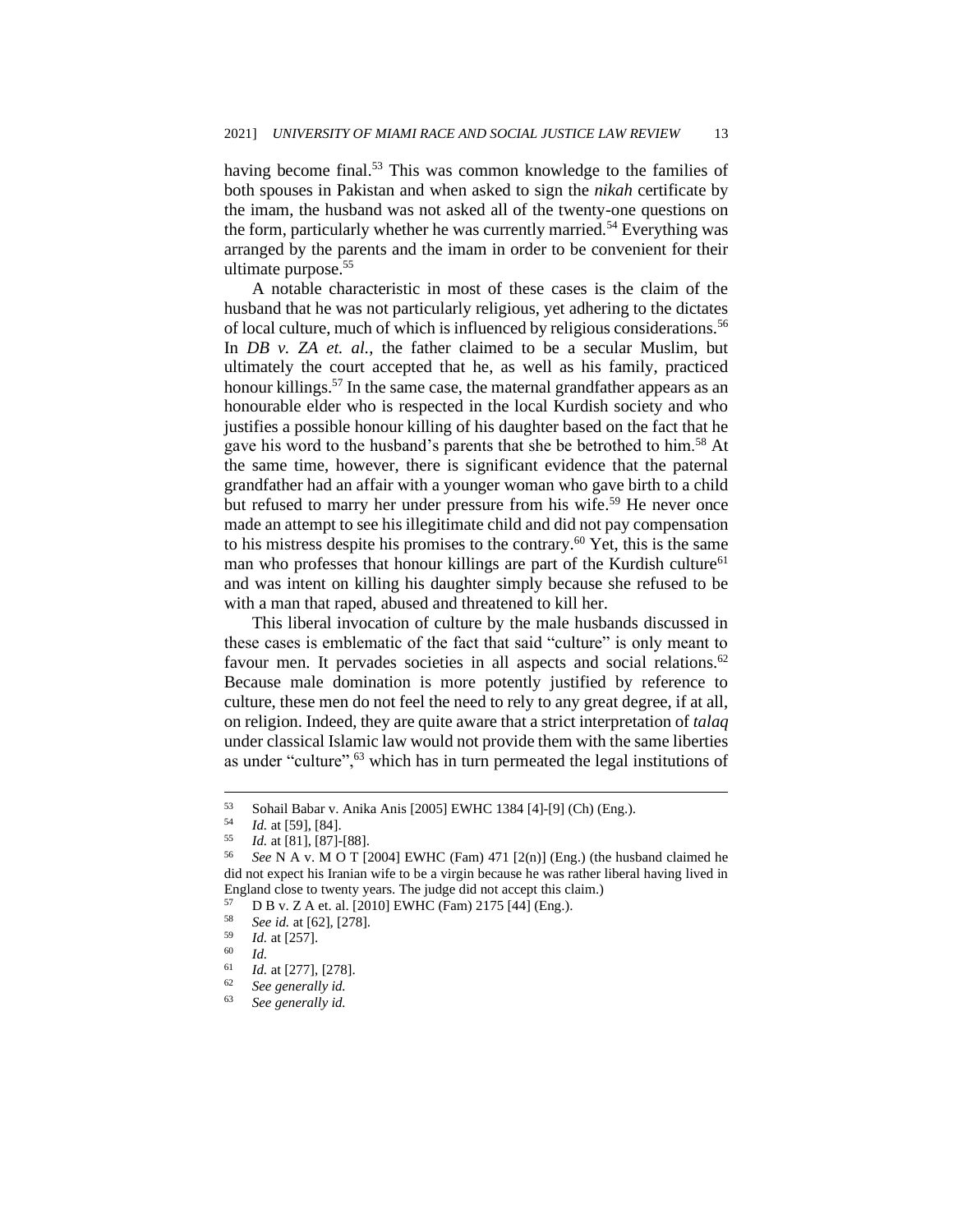having become final.[53] This was common knowledge to the families of both spouses in Pakistan and when asked to sign the *nikah* certificate by the imam, the husband was not asked all of the twenty-one questions on the form, particularly whether he was currently married.[54] Everything was arranged by the parents and the imam in order to be convenient for their ultimate purpose.[55]

A notable characteristic in most of these cases is the claim of the husband that he was not particularly religious, yet adhering to the dictates of local culture, much of which is influenced by religious considerations.[56] In *DB v. ZA et. al.*, the father claimed to be a secular Muslim, but ultimately the court accepted that he, as well as his family, practiced honour killings.[57] In the same case, the maternal grandfather appears as an honourable elder who is respected in the local Kurdish society and who justifies a possible honour killing of his daughter based on the fact that he gave his word to the husband's parents that she be betrothed to him.[58] At the same time, however, there is significant evidence that the paternal grandfather had an affair with a younger woman who gave birth to a child but refused to marry her under pressure from his wife.[59] He never once made an attempt to see his illegitimate child and did not pay compensation to his mistress despite his promises to the contrary.[60] Yet, this is the same man who professes that honour killings are part of the Kurdish culture[61] and was intent on killing his daughter simply because she refused to be with a man that raped, abused and threatened to kill her.

This liberal invocation of culture by the male husbands discussed in these cases is emblematic of the fact that said "culture" is only meant to favour men. It pervades societies in all aspects and social relations.[62] Because male domination is more potently justified by reference to culture, these men do not feel the need to rely to any great degree, if at all, on religion. Indeed, they are quite aware that a strict interpretation of *talaq* under classical Islamic law would not provide them with the same liberties as under "culture",[63] which has in turn permeated the legal institutions of

---

[53] Sohail Babar v. Anika Anis [2005] EWHC 1384 [4]-[9] (Ch) (Eng.).

[54] *Id.* at [59], [84].

[55] *Id.* at [81], [87]-[88].

[56] *See* N A v. M O T [2004] EWHC (Fam) 471 [2(n)] (Eng.) (the husband claimed he did not expect his Iranian wife to be a virgin because he was rather liberal having lived in England close to twenty years. The judge did not accept this claim.)

[57] D B v. Z A et. al. [2010] EWHC (Fam) 2175 [44] (Eng.).

[58] *See id.* at [62], [278].

[59] *Id.* at [257].

[60] *Id.*

[61] *Id.* at [277], [278].

[62] *See generally id.*

[63] *See generally id.*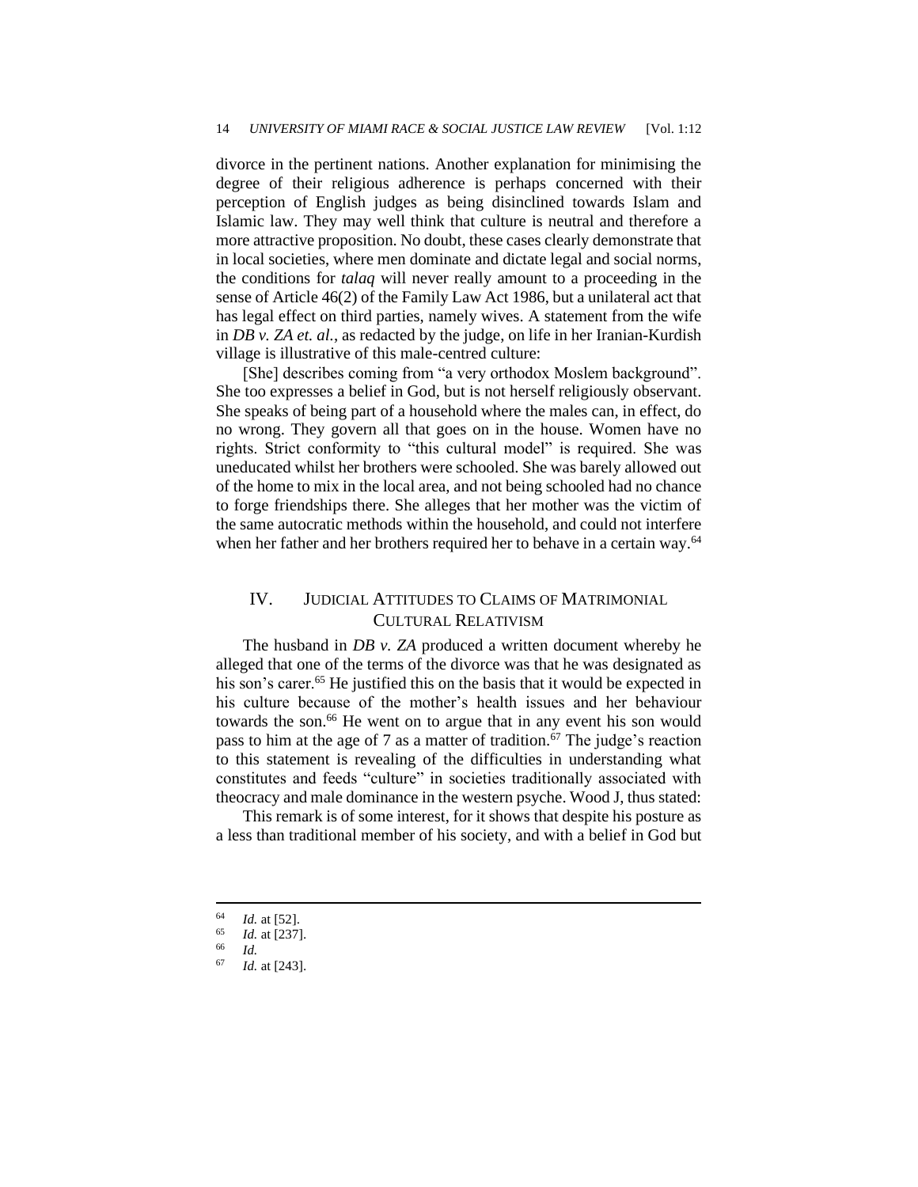divorce in the pertinent nations. Another explanation for minimising the degree of their religious adherence is perhaps concerned with their perception of English judges as being disinclined towards Islam and Islamic law. They may well think that culture is neutral and therefore a more attractive proposition. No doubt, these cases clearly demonstrate that in local societies, where men dominate and dictate legal and social norms, the conditions for *talaq* will never really amount to a proceeding in the sense of Article 46(2) of the Family Law Act 1986, but a unilateral act that has legal effect on third parties, namely wives. A statement from the wife in *DB v. ZA et. al.*, as redacted by the judge, on life in her Iranian-Kurdish village is illustrative of this male-centred culture:

> [She] describes coming from "a very orthodox Moslem background". She too expresses a belief in God, but is not herself religiously observant. She speaks of being part of a household where the males can, in effect, do no wrong. They govern all that goes on in the house. Women have no rights. Strict conformity to "this cultural model" is required. She was uneducated whilst her brothers were schooled. She was barely allowed out of the home to mix in the local area, and not being schooled had no chance to forge friendships there. She alleges that her mother was the victim of the same autocratic methods within the household, and could not interfere when her father and her brothers required her to behave in a certain way.[64]

## IV. Judicial Attitudes to Claims of Matrimonial Cultural Relativism

The husband in *DB v. ZA* produced a written document whereby he alleged that one of the terms of the divorce was that he was designated as his son's carer.[65] He justified this on the basis that it would be expected in his culture because of the mother's health issues and her behaviour towards the son.[66] He went on to argue that in any event his son would pass to him at the age of 7 as a matter of tradition.[67] The judge's reaction to this statement is revealing of the difficulties in understanding what constitutes and feeds "culture" in societies traditionally associated with theocracy and male dominance in the western psyche. Wood J, thus stated:

> This remark is of some interest, for it shows that despite his posture as a less than traditional member of his society, and with a belief in God but

---

[64] *Id.* at [52].

[65] *Id.* at [237].

[66] *Id.*

[67] *Id.* at [243].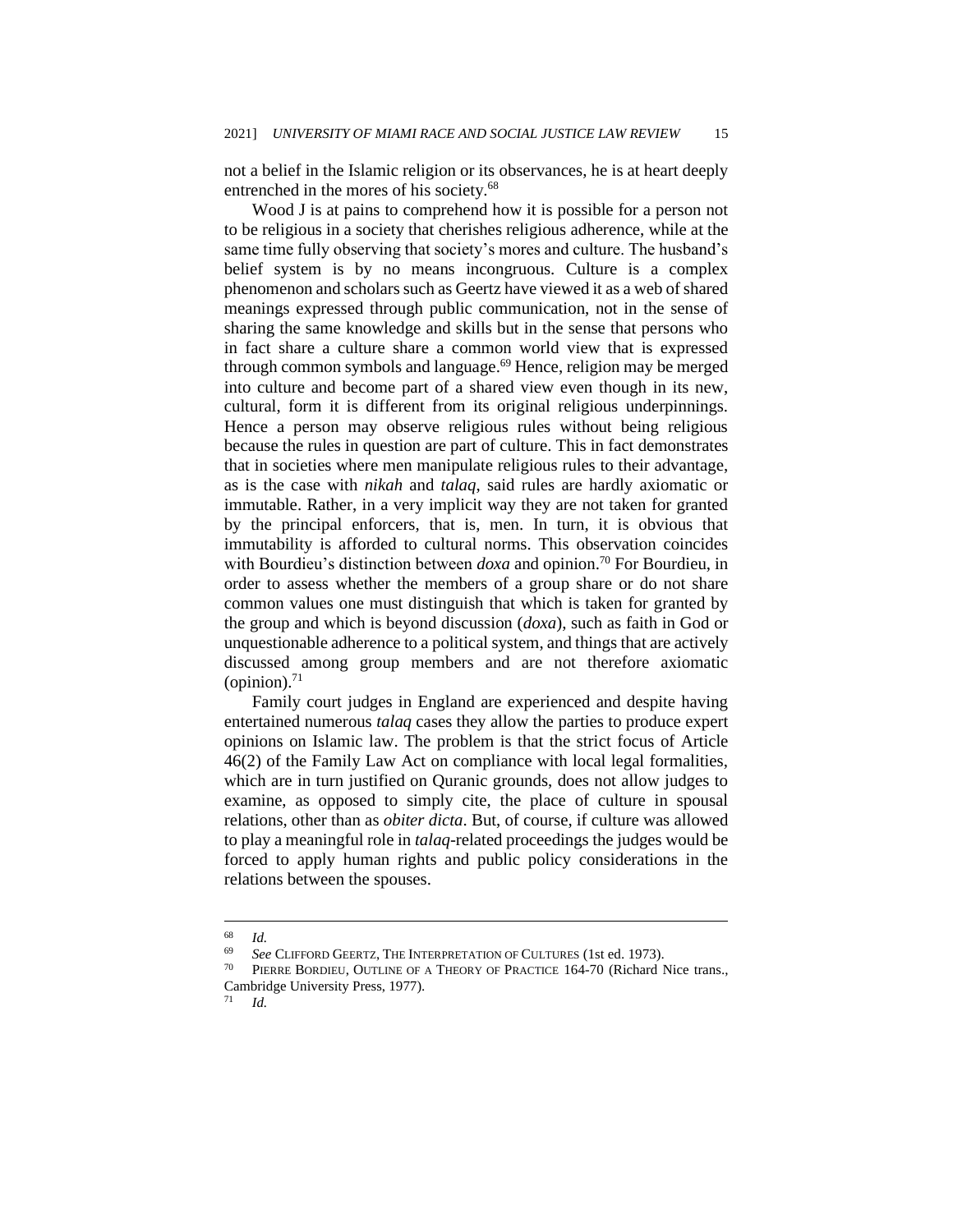not a belief in the Islamic religion or its observances, he is at heart deeply entrenched in the mores of his society.[68]

Wood J is at pains to comprehend how it is possible for a person not to be religious in a society that cherishes religious adherence, while at the same time fully observing that society's mores and culture. The husband's belief system is by no means incongruous. Culture is a complex phenomenon and scholars such as Geertz have viewed it as a web of shared meanings expressed through public communication, not in the sense of sharing the same knowledge and skills but in the sense that persons who in fact share a culture share a common world view that is expressed through common symbols and language.[69] Hence, religion may be merged into culture and become part of a shared view even though in its new, cultural, form it is different from its original religious underpinnings. Hence a person may observe religious rules without being religious because the rules in question are part of culture. This in fact demonstrates that in societies where men manipulate religious rules to their advantage, as is the case with *nikah* and *talaq*, said rules are hardly axiomatic or immutable. Rather, in a very implicit way they are not taken for granted by the principal enforcers, that is, men. In turn, it is obvious that immutability is afforded to cultural norms. This observation coincides with Bourdieu's distinction between *doxa* and opinion.[70] For Bourdieu, in order to assess whether the members of a group share or do not share common values one must distinguish that which is taken for granted by the group and which is beyond discussion (*doxa*), such as faith in God or unquestionable adherence to a political system, and things that are actively discussed among group members and are not therefore axiomatic (opinion).[71]

Family court judges in England are experienced and despite having entertained numerous *talaq* cases they allow the parties to produce expert opinions on Islamic law. The problem is that the strict focus of Article 46(2) of the Family Law Act on compliance with local legal formalities, which are in turn justified on Quranic grounds, does not allow judges to examine, as opposed to simply cite, the place of culture in spousal relations, other than as *obiter dicta*. But, of course, if culture was allowed to play a meaningful role in *talaq*-related proceedings the judges would be forced to apply human rights and public policy considerations in the relations between the spouses.

---

[68] *Id.*

[69] *See* CLIFFORD GEERTZ, THE INTERPRETATION OF CULTURES (1st ed. 1973).

[70] PIERRE BORDIEU, OUTLINE OF A THEORY OF PRACTICE 164-70 (Richard Nice trans., Cambridge University Press, 1977).

[71] *Id.*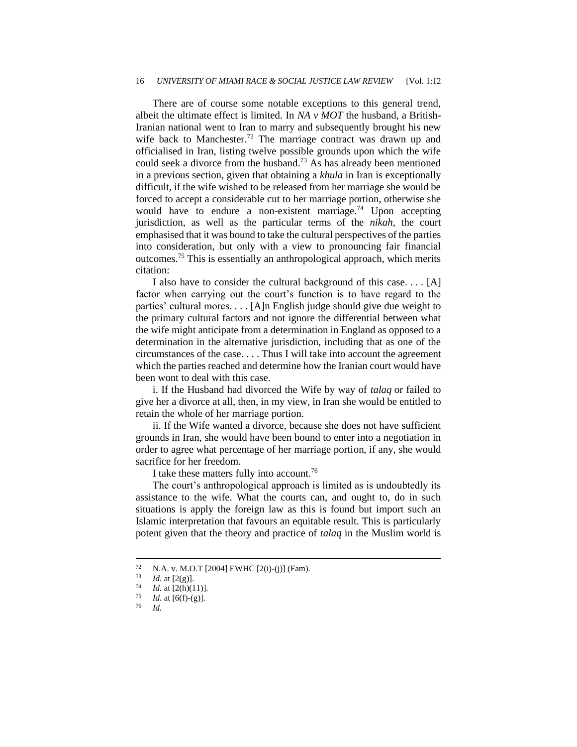There are of course some notable exceptions to this general trend, albeit the ultimate effect is limited. In *NA v MOT* the husband, a British-Iranian national went to Iran to marry and subsequently brought his new wife back to Manchester.[72] The marriage contract was drawn up and officialised in Iran, listing twelve possible grounds upon which the wife could seek a divorce from the husband.[73] As has already been mentioned in a previous section, given that obtaining a *khula* in Iran is exceptionally difficult, if the wife wished to be released from her marriage she would be forced to accept a considerable cut to her marriage portion, otherwise she would have to endure a non-existent marriage.[74] Upon accepting jurisdiction, as well as the particular terms of the *nikah*, the court emphasised that it was bound to take the cultural perspectives of the parties into consideration, but only with a view to pronouncing fair financial outcomes.[75] This is essentially an anthropological approach, which merits citation:

I also have to consider the cultural background of this case. . . . [A] factor when carrying out the court's function is to have regard to the parties' cultural mores. . . . [A]n English judge should give due weight to the primary cultural factors and not ignore the differential between what the wife might anticipate from a determination in England as opposed to a determination in the alternative jurisdiction, including that as one of the circumstances of the case. . . . Thus I will take into account the agreement which the parties reached and determine how the Iranian court would have been wont to deal with this case.

i. If the Husband had divorced the Wife by way of *talaq* or failed to give her a divorce at all, then, in my view, in Iran she would be entitled to retain the whole of her marriage portion.

ii. If the Wife wanted a divorce, because she does not have sufficient grounds in Iran, she would have been bound to enter into a negotiation in order to agree what percentage of her marriage portion, if any, she would sacrifice for her freedom.

I take these matters fully into account.[76]

The court's anthropological approach is limited as is undoubtedly its assistance to the wife. What the courts can, and ought to, do in such situations is apply the foreign law as this is found but import such an Islamic interpretation that favours an equitable result. This is particularly potent given that the theory and practice of *talaq* in the Muslim world is

---

[72] N.A. v. M.O.T [2004] EWHC [2(i)-(j)] (Fam).

[73] *Id.* at [2(g)].

[74] *Id.* at [2(h)(11)].

[75] *Id.* at [6(f)-(g)].

[76] *Id.*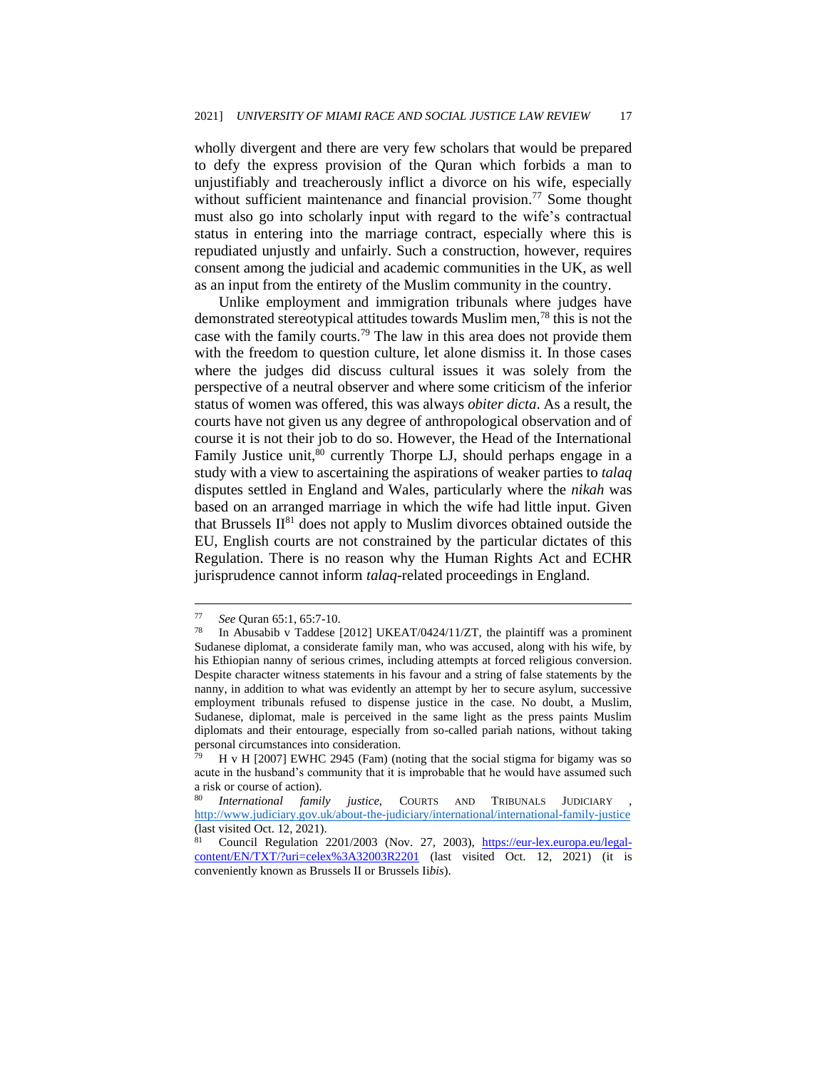wholly divergent and there are very few scholars that would be prepared to defy the express provision of the Quran which forbids a man to unjustifiably and treacherously inflict a divorce on his wife, especially without sufficient maintenance and financial provision.[77] Some thought must also go into scholarly input with regard to the wife's contractual status in entering into the marriage contract, especially where this is repudiated unjustly and unfairly. Such a construction, however, requires consent among the judicial and academic communities in the UK, as well as an input from the entirety of the Muslim community in the country.

Unlike employment and immigration tribunals where judges have demonstrated stereotypical attitudes towards Muslim men,[78] this is not the case with the family courts.[79] The law in this area does not provide them with the freedom to question culture, let alone dismiss it. In those cases where the judges did discuss cultural issues it was solely from the perspective of a neutral observer and where some criticism of the inferior status of women was offered, this was always *obiter dicta*. As a result, the courts have not given us any degree of anthropological observation and of course it is not their job to do so. However, the Head of the International Family Justice unit,[80] currently Thorpe LJ, should perhaps engage in a study with a view to ascertaining the aspirations of weaker parties to *talaq* disputes settled in England and Wales, particularly where the *nikah* was based on an arranged marriage in which the wife had little input. Given that Brussels II[81] does not apply to Muslim divorces obtained outside the EU, English courts are not constrained by the particular dictates of this Regulation. There is no reason why the Human Rights Act and ECHR jurisprudence cannot inform *talaq*-related proceedings in England.

---

[77] *See* Quran 65:1, 65:7-10.

[78] In Abusabib v Taddese [2012] UKEAT/0424/11/ZT, the plaintiff was a prominent Sudanese diplomat, a considerate family man, who was accused, along with his wife, by his Ethiopian nanny of serious crimes, including attempts at forced religious conversion. Despite character witness statements in his favour and a string of false statements by the nanny, in addition to what was evidently an attempt by her to secure asylum, successive employment tribunals refused to dispense justice in the case. No doubt, a Muslim, Sudanese, diplomat, male is perceived in the same light as the press paints Muslim diplomats and their entourage, especially from so-called pariah nations, without taking personal circumstances into consideration.

[79] H v H [2007] EWHC 2945 (Fam) (noting that the social stigma for bigamy was so acute in the husband's community that it is improbable that he would have assumed such a risk or course of action).

[80] *International family justice*, COURTS AND TRIBUNALS JUDICIARY , http://www.judiciary.gov.uk/about-the-judiciary/international/international-family-justice (last visited Oct. 12, 2021).

[81] Council Regulation 2201/2003 (Nov. 27, 2003), https://eur-lex.europa.eu/legal-content/EN/TXT/?uri=celex%3A32003R2201 (last visited Oct. 12, 2021) (it is conveniently known as Brussels II or Brussels II*bis*).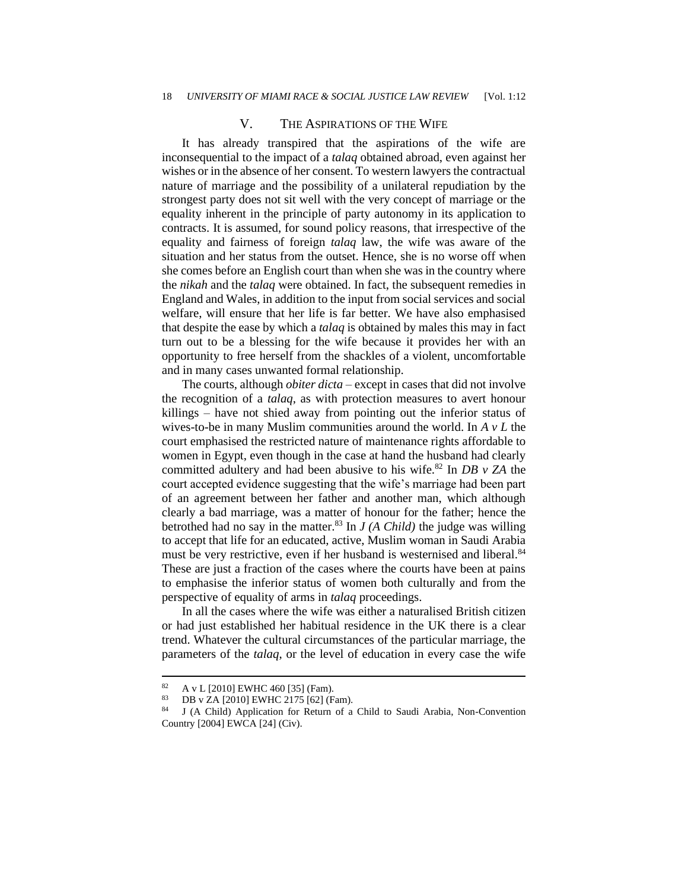## V. The Aspirations of the Wife

It has already transpired that the aspirations of the wife are inconsequential to the impact of a *talaq* obtained abroad, even against her wishes or in the absence of her consent. To western lawyers the contractual nature of marriage and the possibility of a unilateral repudiation by the strongest party does not sit well with the very concept of marriage or the equality inherent in the principle of party autonomy in its application to contracts. It is assumed, for sound policy reasons, that irrespective of the equality and fairness of foreign *talaq* law, the wife was aware of the situation and her status from the outset. Hence, she is no worse off when she comes before an English court than when she was in the country where the *nikah* and the *talaq* were obtained. In fact, the subsequent remedies in England and Wales, in addition to the input from social services and social welfare, will ensure that her life is far better. We have also emphasised that despite the ease by which a *talaq* is obtained by males this may in fact turn out to be a blessing for the wife because it provides her with an opportunity to free herself from the shackles of a violent, uncomfortable and in many cases unwanted formal relationship.

The courts, although *obiter dicta* – except in cases that did not involve the recognition of a *talaq*, as with protection measures to avert honour killings – have not shied away from pointing out the inferior status of wives-to-be in many Muslim communities around the world. In *A v L* the court emphasised the restricted nature of maintenance rights affordable to women in Egypt, even though in the case at hand the husband had clearly committed adultery and had been abusive to his wife.[82] In *DB v ZA* the court accepted evidence suggesting that the wife's marriage had been part of an agreement between her father and another man, which although clearly a bad marriage, was a matter of honour for the father; hence the betrothed had no say in the matter.[83] In *J (A Child)* the judge was willing to accept that life for an educated, active, Muslim woman in Saudi Arabia must be very restrictive, even if her husband is westernised and liberal.[84] These are just a fraction of the cases where the courts have been at pains to emphasise the inferior status of women both culturally and from the perspective of equality of arms in *talaq* proceedings.

In all the cases where the wife was either a naturalised British citizen or had just established her habitual residence in the UK there is a clear trend. Whatever the cultural circumstances of the particular marriage, the parameters of the *talaq*, or the level of education in every case the wife

---

[82] A v L [2010] EWHC 460 [35] (Fam).

[83] DB v ZA [2010] EWHC 2175 [62] (Fam).

[84] J (A Child) Application for Return of a Child to Saudi Arabia, Non-Convention Country [2004] EWCA [24] (Civ).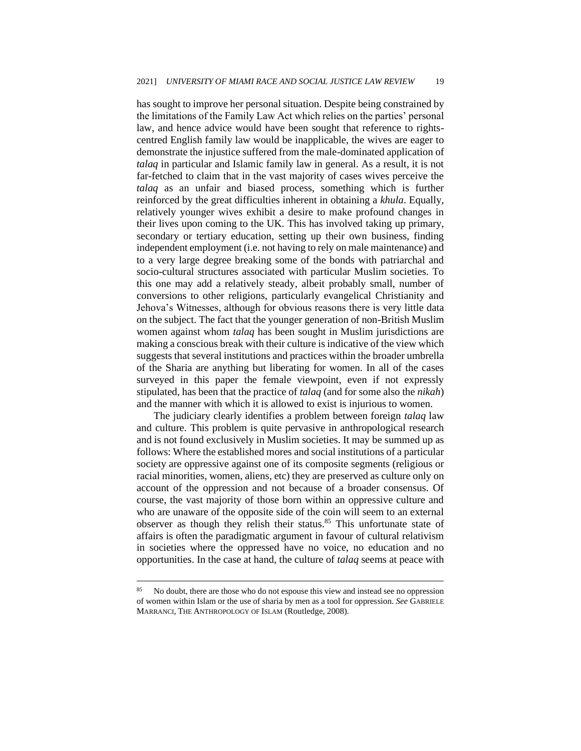has sought to improve her personal situation. Despite being constrained by the limitations of the Family Law Act which relies on the parties' personal law, and hence advice would have been sought that reference to rights-centred English family law would be inapplicable, the wives are eager to demonstrate the injustice suffered from the male-dominated application of *talaq* in particular and Islamic family law in general. As a result, it is not far-fetched to claim that in the vast majority of cases wives perceive the *talaq* as an unfair and biased process, something which is further reinforced by the great difficulties inherent in obtaining a *khula*. Equally, relatively younger wives exhibit a desire to make profound changes in their lives upon coming to the UK. This has involved taking up primary, secondary or tertiary education, setting up their own business, finding independent employment (i.e. not having to rely on male maintenance) and to a very large degree breaking some of the bonds with patriarchal and socio-cultural structures associated with particular Muslim societies. To this one may add a relatively steady, albeit probably small, number of conversions to other religions, particularly evangelical Christianity and Jehova's Witnesses, although for obvious reasons there is very little data on the subject. The fact that the younger generation of non-British Muslim women against whom *talaq* has been sought in Muslim jurisdictions are making a conscious break with their culture is indicative of the view which suggests that several institutions and practices within the broader umbrella of the Sharia are anything but liberating for women. In all of the cases surveyed in this paper the female viewpoint, even if not expressly stipulated, has been that the practice of *talaq* (and for some also the *nikah*) and the manner with which it is allowed to exist is injurious to women.

The judiciary clearly identifies a problem between foreign *talaq* law and culture. This problem is quite pervasive in anthropological research and is not found exclusively in Muslim societies. It may be summed up as follows: Where the established mores and social institutions of a particular society are oppressive against one of its composite segments (religious or racial minorities, women, aliens, etc) they are preserved as culture only on account of the oppression and not because of a broader consensus. Of course, the vast majority of those born within an oppressive culture and who are unaware of the opposite side of the coin will seem to an external observer as though they relish their status.[85] This unfortunate state of affairs is often the paradigmatic argument in favour of cultural relativism in societies where the oppressed have no voice, no education and no opportunities. In the case at hand, the culture of *talaq* seems at peace with

[85] No doubt, there are those who do not espouse this view and instead see no oppression of women within Islam or the use of sharia by men as a tool for oppression. *See* GABRIELE MARRANCI, THE ANTHROPOLOGY OF ISLAM (Routledge, 2008).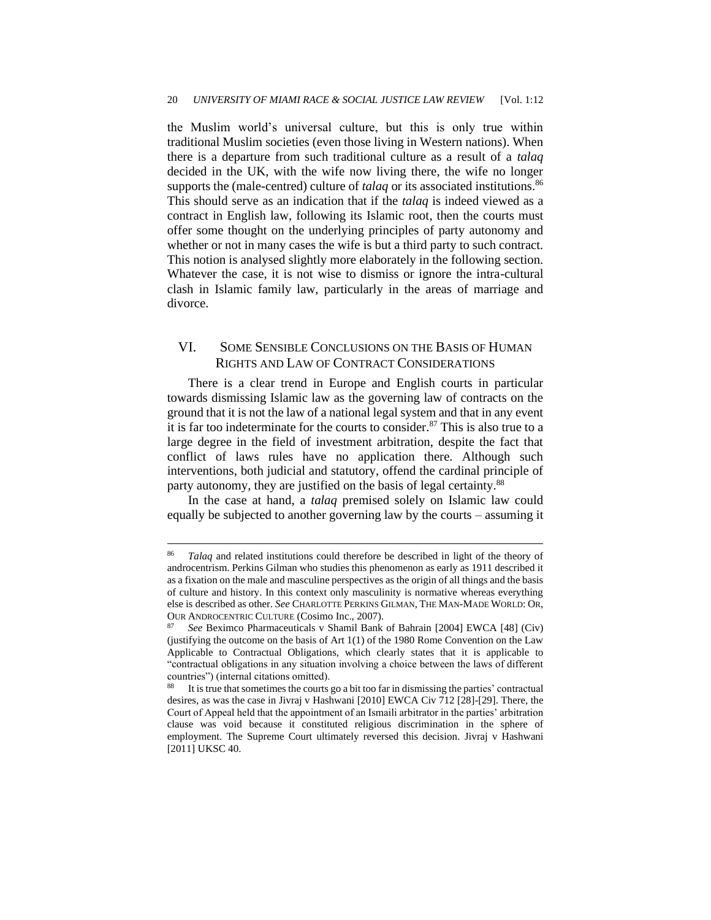the Muslim world's universal culture, but this is only true within traditional Muslim societies (even those living in Western nations). When there is a departure from such traditional culture as a result of a *talaq* decided in the UK, with the wife now living there, the wife no longer supports the (male-centred) culture of *talaq* or its associated institutions.[86] This should serve as an indication that if the *talaq* is indeed viewed as a contract in English law, following its Islamic root, then the courts must offer some thought on the underlying principles of party autonomy and whether or not in many cases the wife is but a third party to such contract. This notion is analysed slightly more elaborately in the following section. Whatever the case, it is not wise to dismiss or ignore the intra-cultural clash in Islamic family law, particularly in the areas of marriage and divorce.

## VI. Some Sensible Conclusions on the Basis of Human Rights and Law of Contract Considerations

There is a clear trend in Europe and English courts in particular towards dismissing Islamic law as the governing law of contracts on the ground that it is not the law of a national legal system and that in any event it is far too indeterminate for the courts to consider.[87] This is also true to a large degree in the field of investment arbitration, despite the fact that conflict of laws rules have no application there. Although such interventions, both judicial and statutory, offend the cardinal principle of party autonomy, they are justified on the basis of legal certainty.[88]

In the case at hand, a *talaq* premised solely on Islamic law could equally be subjected to another governing law by the courts – assuming it

---

[86] *Talaq* and related institutions could therefore be described in light of the theory of androcentrism. Perkins Gilman who studies this phenomenon as early as 1911 described it as a fixation on the male and masculine perspectives as the origin of all things and the basis of culture and history. In this context only masculinity is normative whereas everything else is described as other. *See* CHARLOTTE PERKINS GILMAN, THE MAN-MADE WORLD: OR, OUR ANDROCENTRIC CULTURE (Cosimo Inc., 2007).

[87] *See* Beximco Pharmaceuticals v Shamil Bank of Bahrain [2004] EWCA [48] (Civ) (justifying the outcome on the basis of Art 1(1) of the 1980 Rome Convention on the Law Applicable to Contractual Obligations, which clearly states that it is applicable to "contractual obligations in any situation involving a choice between the laws of different countries") (internal citations omitted).

[88] It is true that sometimes the courts go a bit too far in dismissing the parties' contractual desires, as was the case in Jivraj v Hashwani [2010] EWCA Civ 712 [28]-[29]. There, the Court of Appeal held that the appointment of an Ismaili arbitrator in the parties' arbitration clause was void because it constituted religious discrimination in the sphere of employment. The Supreme Court ultimately reversed this decision. Jivraj v Hashwani [2011] UKSC 40.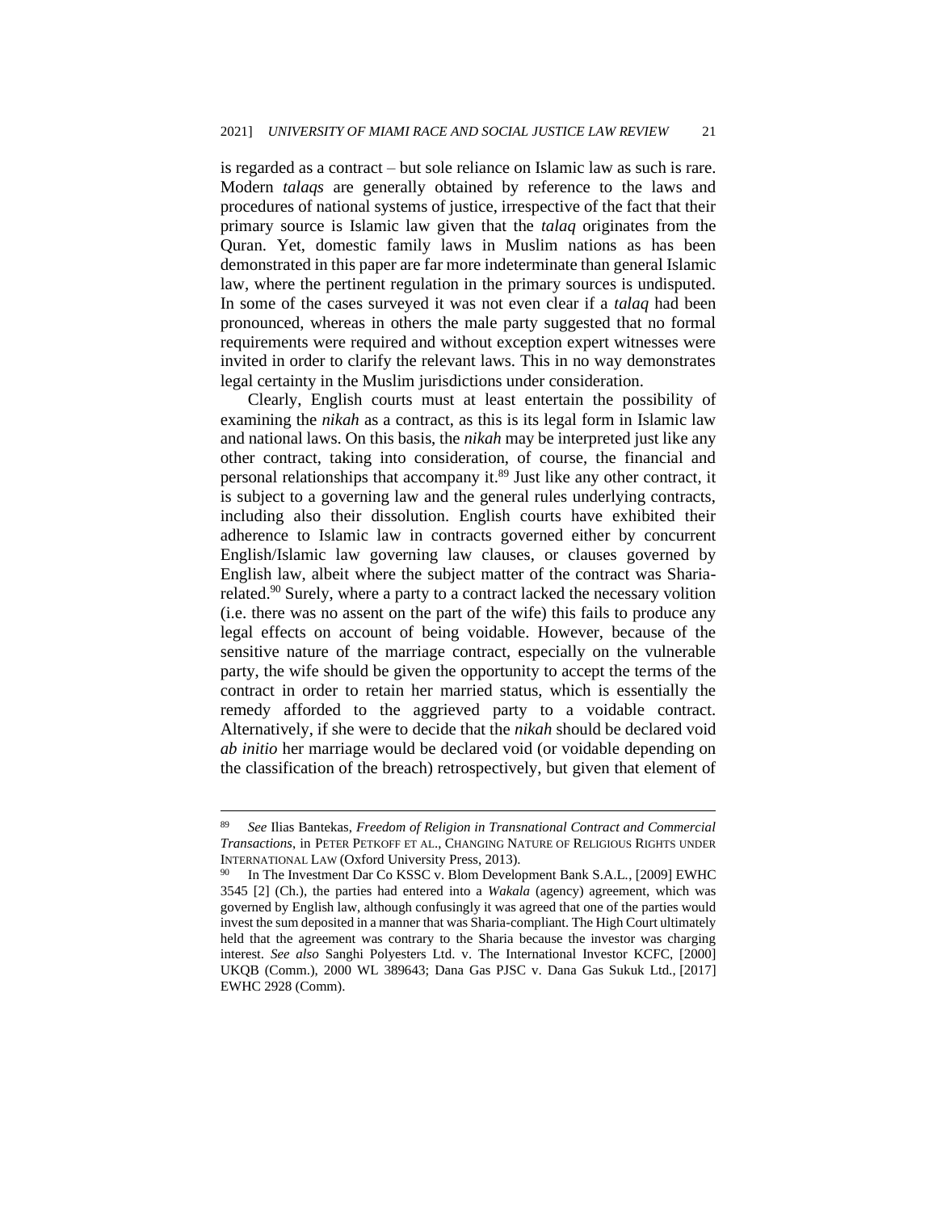is regarded as a contract – but sole reliance on Islamic law as such is rare. Modern *talaqs* are generally obtained by reference to the laws and procedures of national systems of justice, irrespective of the fact that their primary source is Islamic law given that the *talaq* originates from the Quran. Yet, domestic family laws in Muslim nations as has been demonstrated in this paper are far more indeterminate than general Islamic law, where the pertinent regulation in the primary sources is undisputed. In some of the cases surveyed it was not even clear if a *talaq* had been pronounced, whereas in others the male party suggested that no formal requirements were required and without exception expert witnesses were invited in order to clarify the relevant laws. This in no way demonstrates legal certainty in the Muslim jurisdictions under consideration.

Clearly, English courts must at least entertain the possibility of examining the *nikah* as a contract, as this is its legal form in Islamic law and national laws. On this basis, the *nikah* may be interpreted just like any other contract, taking into consideration, of course, the financial and personal relationships that accompany it.[89] Just like any other contract, it is subject to a governing law and the general rules underlying contracts, including also their dissolution. English courts have exhibited their adherence to Islamic law in contracts governed either by concurrent English/Islamic law governing law clauses, or clauses governed by English law, albeit where the subject matter of the contract was Sharia-related.[90] Surely, where a party to a contract lacked the necessary volition (i.e. there was no assent on the part of the wife) this fails to produce any legal effects on account of being voidable. However, because of the sensitive nature of the marriage contract, especially on the vulnerable party, the wife should be given the opportunity to accept the terms of the contract in order to retain her married status, which is essentially the remedy afforded to the aggrieved party to a voidable contract. Alternatively, if she were to decide that the *nikah* should be declared void *ab initio* her marriage would be declared void (or voidable depending on the classification of the breach) retrospectively, but given that element of

---

[89] *See* Ilias Bantekas, *Freedom of Religion in Transnational Contract and Commercial Transactions*, in PETER PETKOFF ET AL., CHANGING NATURE OF RELIGIOUS RIGHTS UNDER INTERNATIONAL LAW (Oxford University Press, 2013).

[90] In The Investment Dar Co KSSC v. Blom Development Bank S.A.L., [2009] EWHC 3545 [2] (Ch.), the parties had entered into a *Wakala* (agency) agreement, which was governed by English law, although confusingly it was agreed that one of the parties would invest the sum deposited in a manner that was Sharia-compliant. The High Court ultimately held that the agreement was contrary to the Sharia because the investor was charging interest. *See also* Sanghi Polyesters Ltd. v. The International Investor KCFC, [2000] UKQB (Comm.), 2000 WL 389643; Dana Gas PJSC v. Dana Gas Sukuk Ltd., [2017] EWHC 2928 (Comm).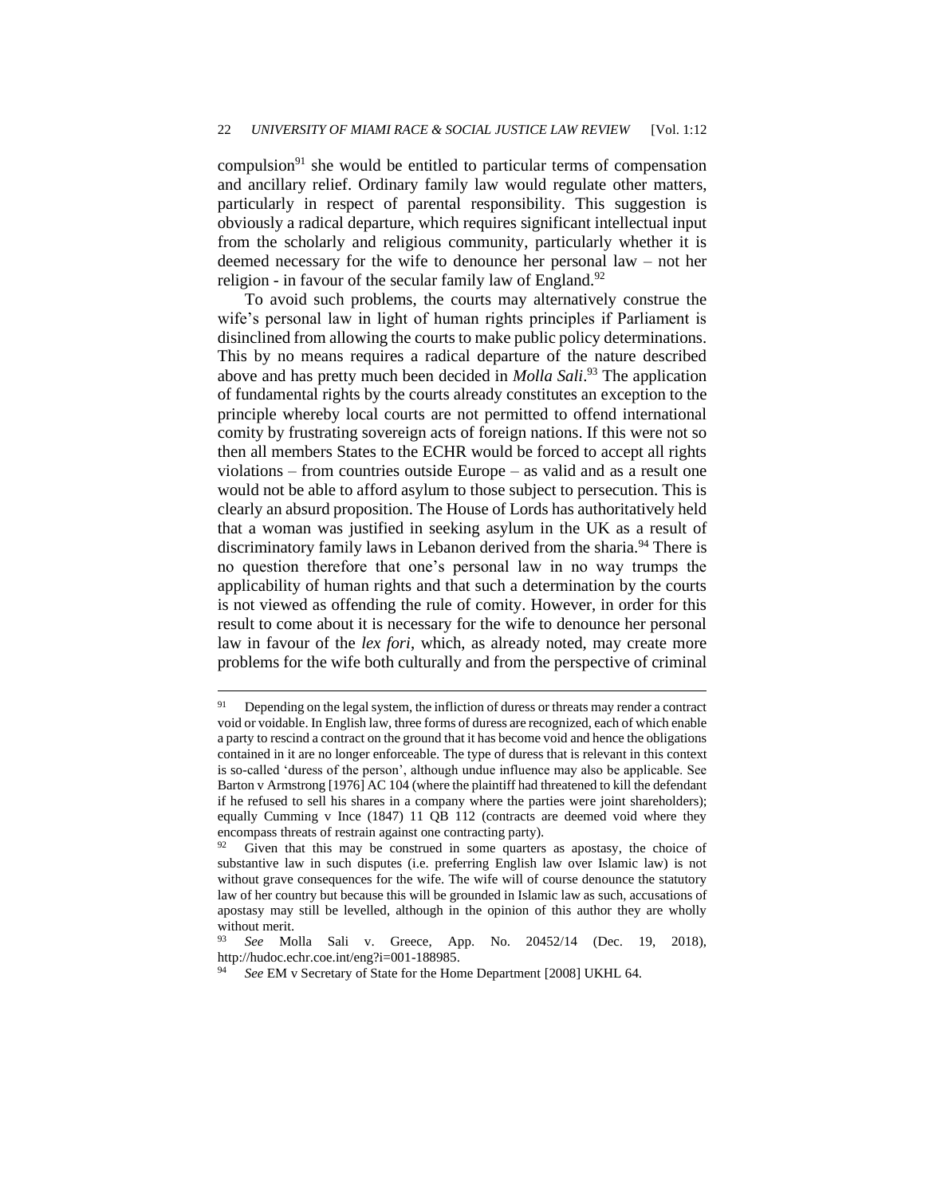compulsion[91] she would be entitled to particular terms of compensation and ancillary relief. Ordinary family law would regulate other matters, particularly in respect of parental responsibility. This suggestion is obviously a radical departure, which requires significant intellectual input from the scholarly and religious community, particularly whether it is deemed necessary for the wife to denounce her personal law – not her religion - in favour of the secular family law of England.[92]

To avoid such problems, the courts may alternatively construe the wife's personal law in light of human rights principles if Parliament is disinclined from allowing the courts to make public policy determinations. This by no means requires a radical departure of the nature described above and has pretty much been decided in *Molla Sali*.[93] The application of fundamental rights by the courts already constitutes an exception to the principle whereby local courts are not permitted to offend international comity by frustrating sovereign acts of foreign nations. If this were not so then all members States to the ECHR would be forced to accept all rights violations – from countries outside Europe – as valid and as a result one would not be able to afford asylum to those subject to persecution. This is clearly an absurd proposition. The House of Lords has authoritatively held that a woman was justified in seeking asylum in the UK as a result of discriminatory family laws in Lebanon derived from the sharia.[94] There is no question therefore that one's personal law in no way trumps the applicability of human rights and that such a determination by the courts is not viewed as offending the rule of comity. However, in order for this result to come about it is necessary for the wife to denounce her personal law in favour of the *lex fori*, which, as already noted, may create more problems for the wife both culturally and from the perspective of criminal

---

[91] Depending on the legal system, the infliction of duress or threats may render a contract void or voidable. In English law, three forms of duress are recognized, each of which enable a party to rescind a contract on the ground that it has become void and hence the obligations contained in it are no longer enforceable. The type of duress that is relevant in this context is so-called 'duress of the person', although undue influence may also be applicable. See Barton v Armstrong [1976] AC 104 (where the plaintiff had threatened to kill the defendant if he refused to sell his shares in a company where the parties were joint shareholders); equally Cumming v Ince (1847) 11 QB 112 (contracts are deemed void where they encompass threats of restrain against one contracting party).

[92] Given that this may be construed in some quarters as apostasy, the choice of substantive law in such disputes (i.e. preferring English law over Islamic law) is not without grave consequences for the wife. The wife will of course denounce the statutory law of her country but because this will be grounded in Islamic law as such, accusations of apostasy may still be levelled, although in the opinion of this author they are wholly without merit.

[93] *See* Molla Sali v. Greece, App. No. 20452/14 (Dec. 19, 2018), http://hudoc.echr.coe.int/eng?i=001-188985.

[94] *See* EM v Secretary of State for the Home Department [2008] UKHL 64.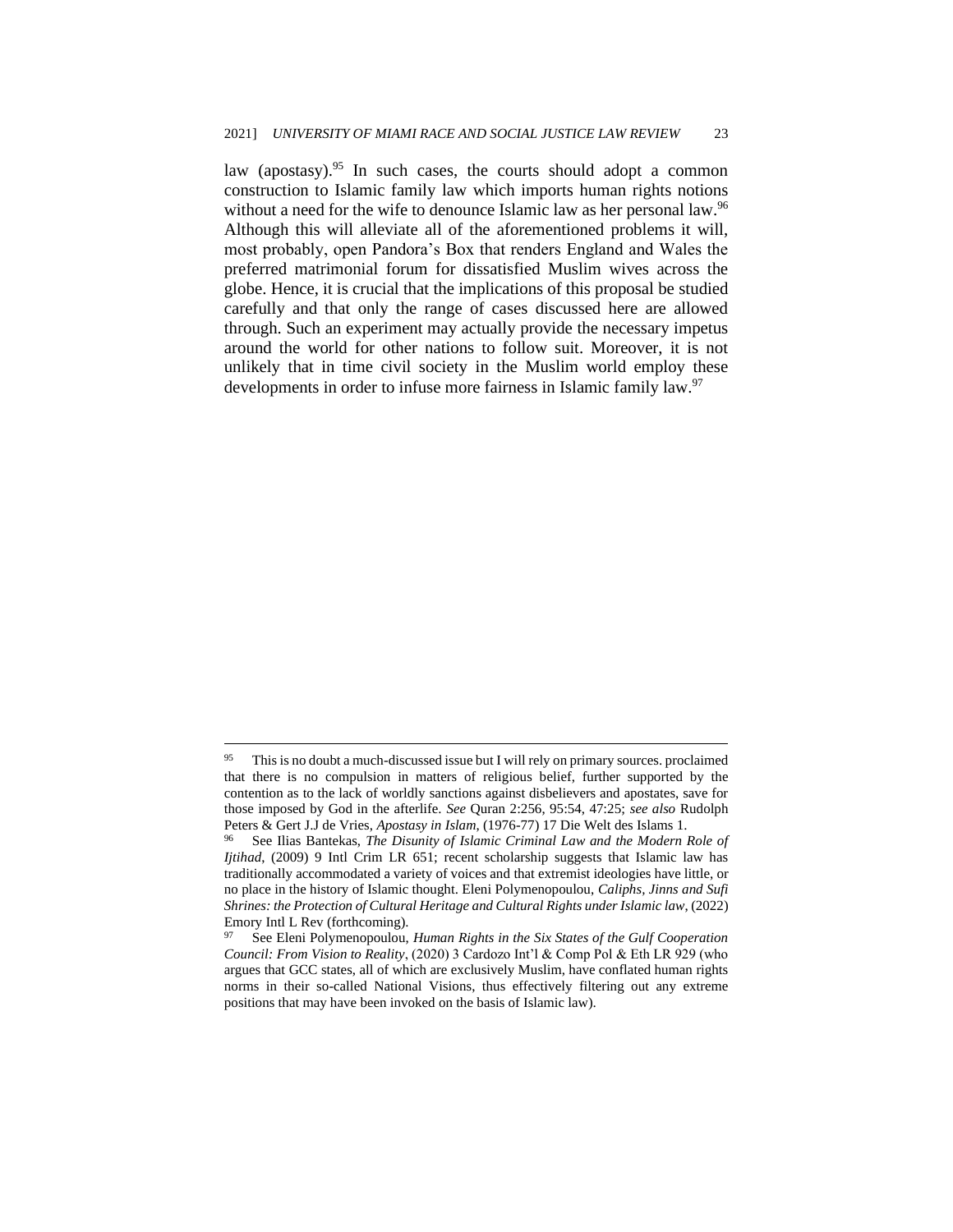law (apostasy).[95] In such cases, the courts should adopt a common construction to Islamic family law which imports human rights notions without a need for the wife to denounce Islamic law as her personal law.[96] Although this will alleviate all of the aforementioned problems it will, most probably, open Pandora's Box that renders England and Wales the preferred matrimonial forum for dissatisfied Muslim wives across the globe. Hence, it is crucial that the implications of this proposal be studied carefully and that only the range of cases discussed here are allowed through. Such an experiment may actually provide the necessary impetus around the world for other nations to follow suit. Moreover, it is not unlikely that in time civil society in the Muslim world employ these developments in order to infuse more fairness in Islamic family law.[97]

---

[95] This is no doubt a much-discussed issue but I will rely on primary sources. proclaimed that there is no compulsion in matters of religious belief, further supported by the contention as to the lack of worldly sanctions against disbelievers and apostates, save for those imposed by God in the afterlife. *See* Quran 2:256, 95:54, 47:25; *see also* Rudolph Peters & Gert J.J de Vries, *Apostasy in Islam*, (1976-77) 17 Die Welt des Islams 1.

[96] See Ilias Bantekas, *The Disunity of Islamic Criminal Law and the Modern Role of Ijtihad*, (2009) 9 Intl Crim LR 651; recent scholarship suggests that Islamic law has traditionally accommodated a variety of voices and that extremist ideologies have little, or no place in the history of Islamic thought. Eleni Polymenopoulou, *Caliphs, Jinns and Sufi Shrines: the Protection of Cultural Heritage and Cultural Rights under Islamic law*, (2022) Emory Intl L Rev (forthcoming).

[97] See Eleni Polymenopoulou, *Human Rights in the Six States of the Gulf Cooperation Council: From Vision to Reality*, (2020) 3 Cardozo Int'l & Comp Pol & Eth LR 929 (who argues that GCC states, all of which are exclusively Muslim, have conflated human rights norms in their so-called National Visions, thus effectively filtering out any extreme positions that may have been invoked on the basis of Islamic law).